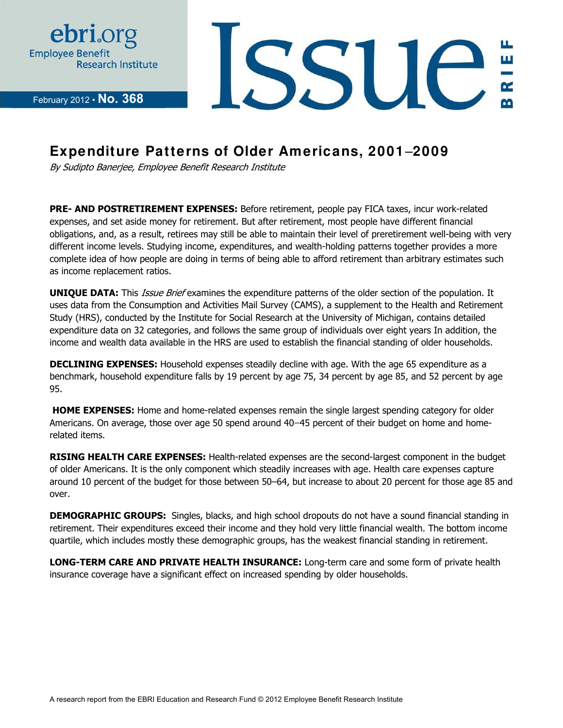ebri.org
Employee Benefit Research Institute

February 2012 • **No. 368**

# Issue Brief

## Expenditure Patterns of Older Americans, 2001–2009

*By Sudipto Banerjee, Employee Benefit Research Institute*

**PRE- AND POSTRETIREMENT EXPENSES:** Before retirement, people pay FICA taxes, incur work-related expenses, and set aside money for retirement. But after retirement, most people have different financial obligations, and, as a result, retirees may still be able to maintain their level of preretirement well-being with very different income levels. Studying income, expenditures, and wealth-holding patterns together provides a more complete idea of how people are doing in terms of being able to afford retirement than arbitrary estimates such as income replacement ratios.

**UNIQUE DATA:** This *Issue Brief* examines the expenditure patterns of the older section of the population. It uses data from the Consumption and Activities Mail Survey (CAMS), a supplement to the Health and Retirement Study (HRS), conducted by the Institute for Social Research at the University of Michigan, contains detailed expenditure data on 32 categories, and follows the same group of individuals over eight years In addition, the income and wealth data available in the HRS are used to establish the financial standing of older households.

**DECLINING EXPENSES:** Household expenses steadily decline with age. With the age 65 expenditure as a benchmark, household expenditure falls by 19 percent by age 75, 34 percent by age 85, and 52 percent by age 95.

**HOME EXPENSES:** Home and home-related expenses remain the single largest spending category for older Americans. On average, those over age 50 spend around 40–45 percent of their budget on home and home-related items.

**RISING HEALTH CARE EXPENSES:** Health-related expenses are the second-largest component in the budget of older Americans. It is the only component which steadily increases with age. Health care expenses capture around 10 percent of the budget for those between 50–64, but increase to about 20 percent for those age 85 and over.

**DEMOGRAPHIC GROUPS:** Singles, blacks, and high school dropouts do not have a sound financial standing in retirement. Their expenditures exceed their income and they hold very little financial wealth. The bottom income quartile, which includes mostly these demographic groups, has the weakest financial standing in retirement.

**LONG-TERM CARE AND PRIVATE HEALTH INSURANCE:** Long-term care and some form of private health insurance coverage have a significant effect on increased spending by older households.

A research report from the EBRI Education and Research Fund © 2012 Employee Benefit Research Institute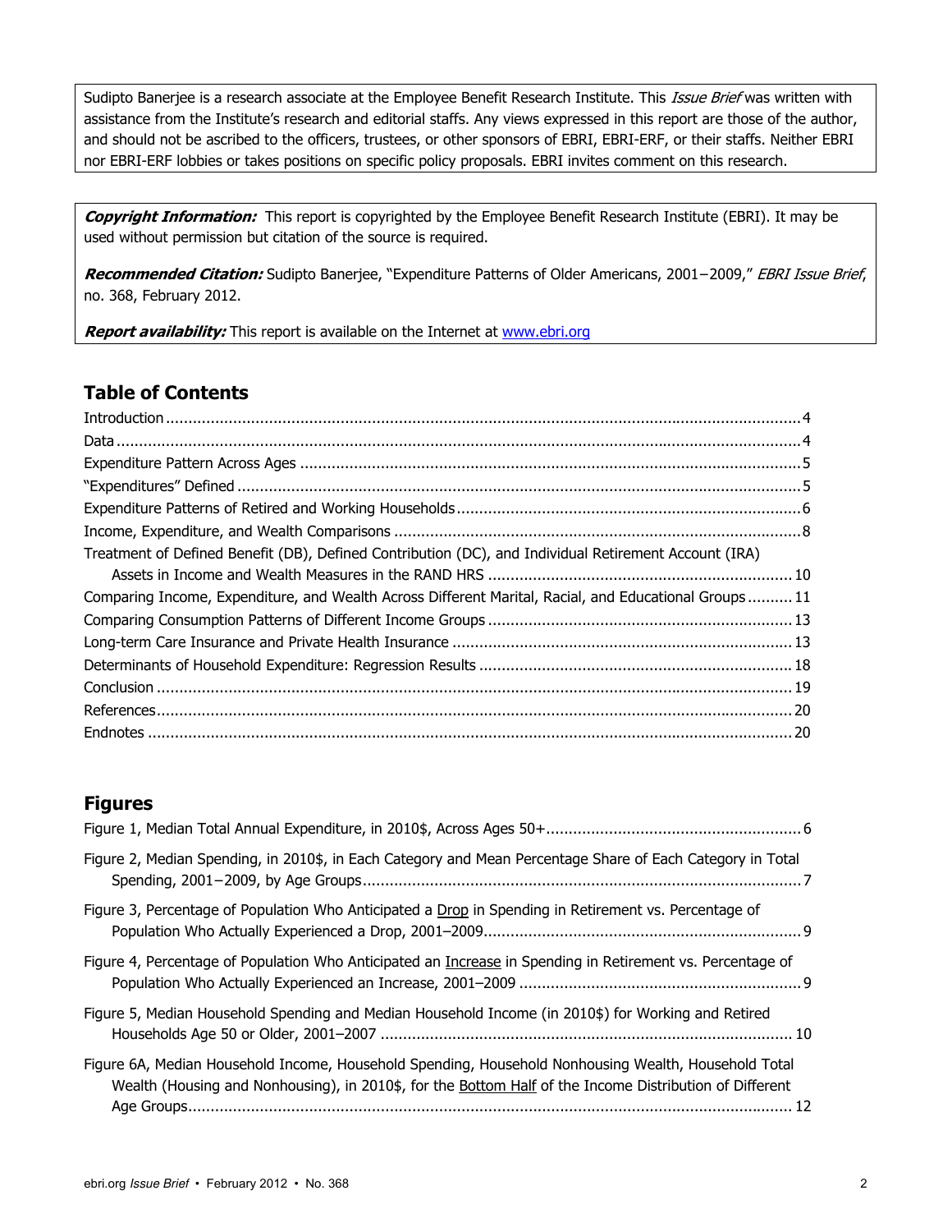Sudipto Banerjee is a research associate at the Employee Benefit Research Institute. This *Issue Brief* was written with assistance from the Institute's research and editorial staffs. Any views expressed in this report are those of the author, and should not be ascribed to the officers, trustees, or other sponsors of EBRI, EBRI-ERF, or their staffs. Neither EBRI nor EBRI-ERF lobbies or takes positions on specific policy proposals. EBRI invites comment on this research.

***Copyright Information:*** This report is copyrighted by the Employee Benefit Research Institute (EBRI). It may be used without permission but citation of the source is required.

***Recommended Citation:*** Sudipto Banerjee, "Expenditure Patterns of Older Americans, 2001−2009," *EBRI Issue Brief*, no. 368, February 2012.

***Report availability:*** This report is available on the Internet at www.ebri.org

## Table of Contents

Introduction .... 4
Data .... 4
Expenditure Pattern Across Ages .... 5
"Expenditures" Defined .... 5
Expenditure Patterns of Retired and Working Households .... 6
Income, Expenditure, and Wealth Comparisons .... 8
Treatment of Defined Benefit (DB), Defined Contribution (DC), and Individual Retirement Account (IRA) Assets in Income and Wealth Measures in the RAND HRS .... 10
Comparing Income, Expenditure, and Wealth Across Different Marital, Racial, and Educational Groups .... 11
Comparing Consumption Patterns of Different Income Groups .... 13
Long-term Care Insurance and Private Health Insurance .... 13
Determinants of Household Expenditure: Regression Results .... 18
Conclusion .... 19
References .... 20
Endnotes .... 20

## Figures

Figure 1, Median Total Annual Expenditure, in 2010$, Across Ages 50+ .... 6

Figure 2, Median Spending, in 2010$, in Each Category and Mean Percentage Share of Each Category in Total Spending, 2001−2009, by Age Groups .... 7

Figure 3, Percentage of Population Who Anticipated a Drop in Spending in Retirement vs. Percentage of Population Who Actually Experienced a Drop, 2001–2009 .... 9

Figure 4, Percentage of Population Who Anticipated an Increase in Spending in Retirement vs. Percentage of Population Who Actually Experienced an Increase, 2001–2009 .... 9

Figure 5, Median Household Spending and Median Household Income (in 2010$) for Working and Retired Households Age 50 or Older, 2001–2007 .... 10

Figure 6A, Median Household Income, Household Spending, Household Nonhousing Wealth, Household Total Wealth (Housing and Nonhousing), in 2010$, for the Bottom Half of the Income Distribution of Different Age Groups .... 12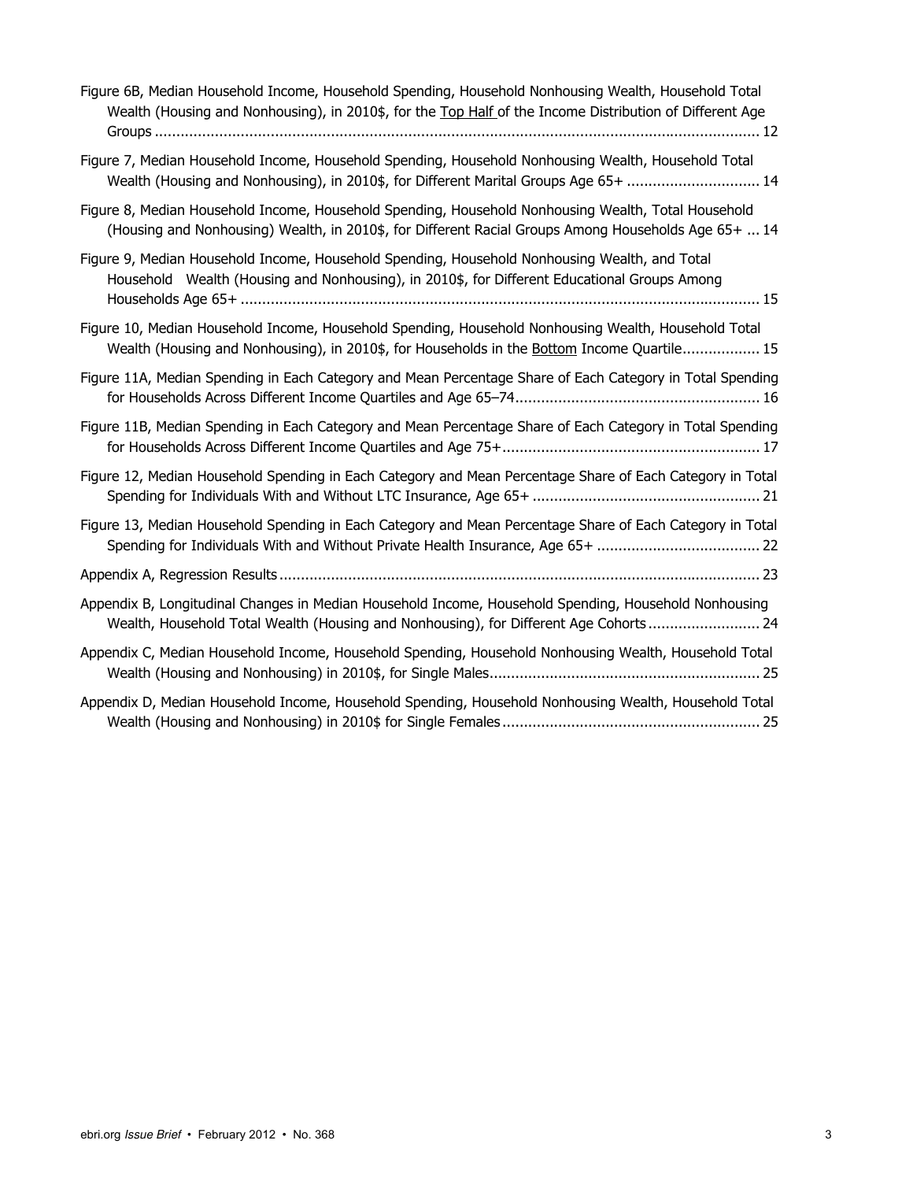Figure 6B, Median Household Income, Household Spending, Household Nonhousing Wealth, Household Total Wealth (Housing and Nonhousing), in 2010$, for the Top Half of the Income Distribution of Different Age Groups ............................................................................................................................................ 12

Figure 7, Median Household Income, Household Spending, Household Nonhousing Wealth, Household Total Wealth (Housing and Nonhousing), in 2010$, for Different Marital Groups Age 65+ .............................. 14

Figure 8, Median Household Income, Household Spending, Household Nonhousing Wealth, Total Household (Housing and Nonhousing) Wealth, in 2010$, for Different Racial Groups Among Households Age 65+ ... 14

Figure 9, Median Household Income, Household Spending, Household Nonhousing Wealth, and Total Household Wealth (Housing and Nonhousing), in 2010$, for Different Educational Groups Among Households Age 65+ ........................................................................................................................ 15

Figure 10, Median Household Income, Household Spending, Household Nonhousing Wealth, Household Total Wealth (Housing and Nonhousing), in 2010$, for Households in the Bottom Income Quartile.................. 15

Figure 11A, Median Spending in Each Category and Mean Percentage Share of Each Category in Total Spending for Households Across Different Income Quartiles and Age 65–74......................................................... 16

Figure 11B, Median Spending in Each Category and Mean Percentage Share of Each Category in Total Spending for Households Across Different Income Quartiles and Age 75+............................................................ 17

Figure 12, Median Household Spending in Each Category and Mean Percentage Share of Each Category in Total Spending for Individuals With and Without LTC Insurance, Age 65+ ..................................................... 21

Figure 13, Median Household Spending in Each Category and Mean Percentage Share of Each Category in Total Spending for Individuals With and Without Private Health Insurance, Age 65+ ...................................... 22

Appendix A, Regression Results ............................................................................................................... 23

Appendix B, Longitudinal Changes in Median Household Income, Household Spending, Household Nonhousing Wealth, Household Total Wealth (Housing and Nonhousing), for Different Age Cohorts .......................... 24

Appendix C, Median Household Income, Household Spending, Household Nonhousing Wealth, Household Total Wealth (Housing and Nonhousing) in 2010$, for Single Males............................................................... 25

Appendix D, Median Household Income, Household Spending, Household Nonhousing Wealth, Household Total Wealth (Housing and Nonhousing) in 2010$ for Single Females............................................................ 25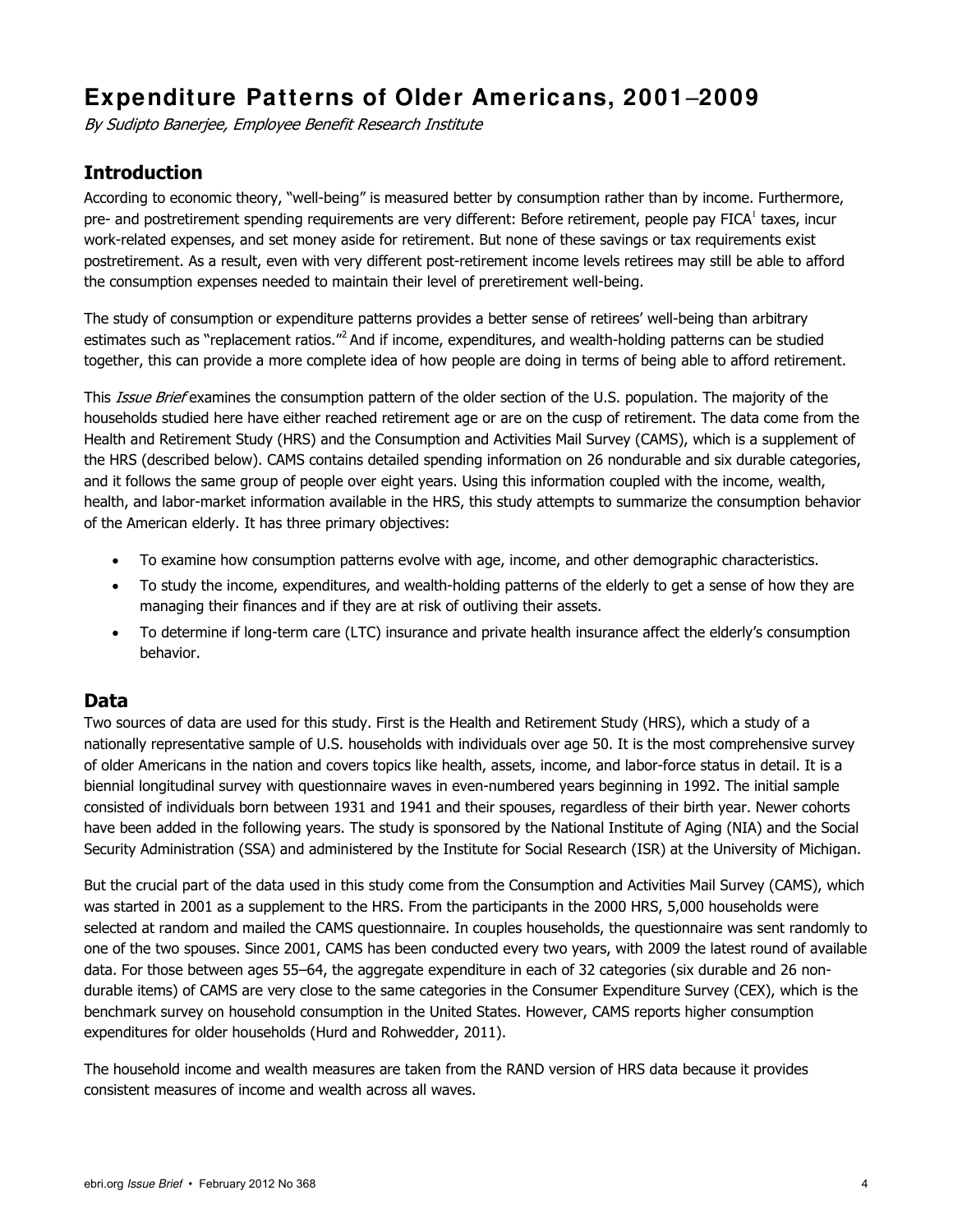# Expenditure Patterns of Older Americans, 2001–2009

*By Sudipto Banerjee, Employee Benefit Research Institute*

## Introduction

According to economic theory, "well-being" is measured better by consumption rather than by income. Furthermore, pre- and postretirement spending requirements are very different: Before retirement, people pay FICA[1] taxes, incur work-related expenses, and set money aside for retirement. But none of these savings or tax requirements exist postretirement. As a result, even with very different post-retirement income levels retirees may still be able to afford the consumption expenses needed to maintain their level of preretirement well-being.

The study of consumption or expenditure patterns provides a better sense of retirees' well-being than arbitrary estimates such as "replacement ratios."[2] And if income, expenditures, and wealth-holding patterns can be studied together, this can provide a more complete idea of how people are doing in terms of being able to afford retirement.

This *Issue Brief* examines the consumption pattern of the older section of the U.S. population. The majority of the households studied here have either reached retirement age or are on the cusp of retirement. The data come from the Health and Retirement Study (HRS) and the Consumption and Activities Mail Survey (CAMS), which is a supplement of the HRS (described below). CAMS contains detailed spending information on 26 nondurable and six durable categories, and it follows the same group of people over eight years. Using this information coupled with the income, wealth, health, and labor-market information available in the HRS, this study attempts to summarize the consumption behavior of the American elderly. It has three primary objectives:

- To examine how consumption patterns evolve with age, income, and other demographic characteristics.
- To study the income, expenditures, and wealth-holding patterns of the elderly to get a sense of how they are managing their finances and if they are at risk of outliving their assets.
- To determine if long-term care (LTC) insurance and private health insurance affect the elderly's consumption behavior.

## Data

Two sources of data are used for this study. First is the Health and Retirement Study (HRS), which a study of a nationally representative sample of U.S. households with individuals over age 50. It is the most comprehensive survey of older Americans in the nation and covers topics like health, assets, income, and labor-force status in detail. It is a biennial longitudinal survey with questionnaire waves in even-numbered years beginning in 1992. The initial sample consisted of individuals born between 1931 and 1941 and their spouses, regardless of their birth year. Newer cohorts have been added in the following years. The study is sponsored by the National Institute of Aging (NIA) and the Social Security Administration (SSA) and administered by the Institute for Social Research (ISR) at the University of Michigan.

But the crucial part of the data used in this study come from the Consumption and Activities Mail Survey (CAMS), which was started in 2001 as a supplement to the HRS. From the participants in the 2000 HRS, 5,000 households were selected at random and mailed the CAMS questionnaire. In couples households, the questionnaire was sent randomly to one of the two spouses. Since 2001, CAMS has been conducted every two years, with 2009 the latest round of available data. For those between ages 55–64, the aggregate expenditure in each of 32 categories (six durable and 26 non-durable items) of CAMS are very close to the same categories in the Consumer Expenditure Survey (CEX), which is the benchmark survey on household consumption in the United States. However, CAMS reports higher consumption expenditures for older households (Hurd and Rohwedder, 2011).

The household income and wealth measures are taken from the RAND version of HRS data because it provides consistent measures of income and wealth across all waves.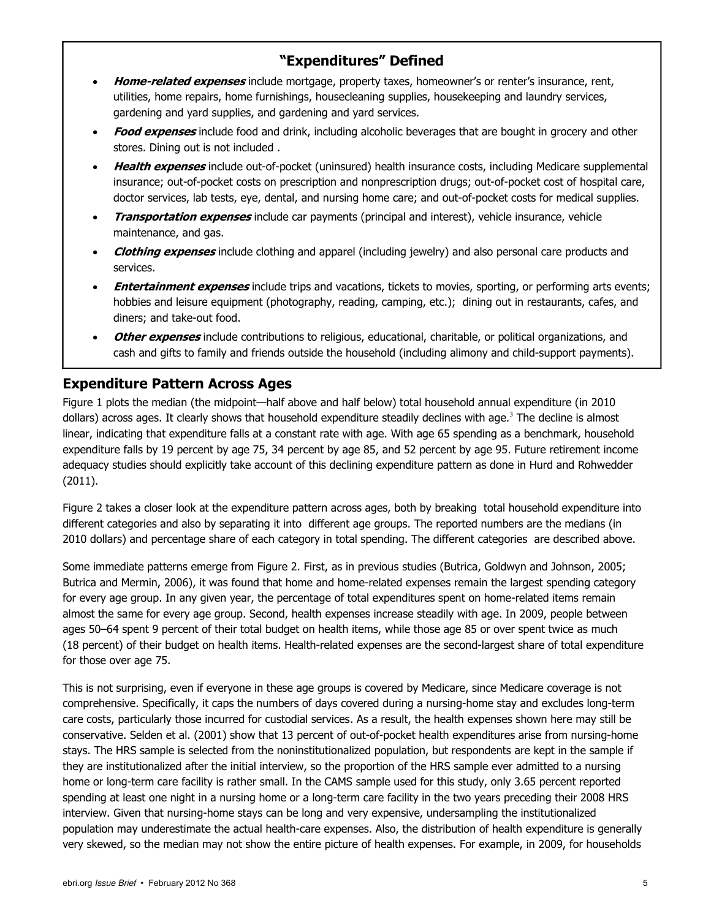## "Expenditures" Defined

- ***Home-related expenses*** include mortgage, property taxes, homeowner's or renter's insurance, rent, utilities, home repairs, home furnishings, housecleaning supplies, housekeeping and laundry services, gardening and yard supplies, and gardening and yard services.
- ***Food expenses*** include food and drink, including alcoholic beverages that are bought in grocery and other stores. Dining out is not included .
- ***Health expenses*** include out-of-pocket (uninsured) health insurance costs, including Medicare supplemental insurance; out-of-pocket costs on prescription and nonprescription drugs; out-of-pocket cost of hospital care, doctor services, lab tests, eye, dental, and nursing home care; and out-of-pocket costs for medical supplies.
- ***Transportation expenses*** include car payments (principal and interest), vehicle insurance, vehicle maintenance, and gas.
- ***Clothing expenses*** include clothing and apparel (including jewelry) and also personal care products and services.
- ***Entertainment expenses*** include trips and vacations, tickets to movies, sporting, or performing arts events; hobbies and leisure equipment (photography, reading, camping, etc.); dining out in restaurants, cafes, and diners; and take-out food.
- ***Other expenses*** include contributions to religious, educational, charitable, or political organizations, and cash and gifts to family and friends outside the household (including alimony and child-support payments).

## Expenditure Pattern Across Ages

Figure 1 plots the median (the midpoint—half above and half below) total household annual expenditure (in 2010 dollars) across ages. It clearly shows that household expenditure steadily declines with age.[3] The decline is almost linear, indicating that expenditure falls at a constant rate with age. With age 65 spending as a benchmark, household expenditure falls by 19 percent by age 75, 34 percent by age 85, and 52 percent by age 95. Future retirement income adequacy studies should explicitly take account of this declining expenditure pattern as done in Hurd and Rohwedder (2011).

Figure 2 takes a closer look at the expenditure pattern across ages, both by breaking total household expenditure into different categories and also by separating it into different age groups. The reported numbers are the medians (in 2010 dollars) and percentage share of each category in total spending. The different categories are described above.

Some immediate patterns emerge from Figure 2. First, as in previous studies (Butrica, Goldwyn and Johnson, 2005; Butrica and Mermin, 2006), it was found that home and home-related expenses remain the largest spending category for every age group. In any given year, the percentage of total expenditures spent on home-related items remain almost the same for every age group. Second, health expenses increase steadily with age. In 2009, people between ages 50–64 spent 9 percent of their total budget on health items, while those age 85 or over spent twice as much (18 percent) of their budget on health items. Health-related expenses are the second-largest share of total expenditure for those over age 75.

This is not surprising, even if everyone in these age groups is covered by Medicare, since Medicare coverage is not comprehensive. Specifically, it caps the numbers of days covered during a nursing-home stay and excludes long-term care costs, particularly those incurred for custodial services. As a result, the health expenses shown here may still be conservative. Selden et al. (2001) show that 13 percent of out-of-pocket health expenditures arise from nursing-home stays. The HRS sample is selected from the noninstitutionalized population, but respondents are kept in the sample if they are institutionalized after the initial interview, so the proportion of the HRS sample ever admitted to a nursing home or long-term care facility is rather small. In the CAMS sample used for this study, only 3.65 percent reported spending at least one night in a nursing home or a long-term care facility in the two years preceding their 2008 HRS interview. Given that nursing-home stays can be long and very expensive, undersampling the institutionalized population may underestimate the actual health-care expenses. Also, the distribution of health expenditure is generally very skewed, so the median may not show the entire picture of health expenses. For example, in 2009, for households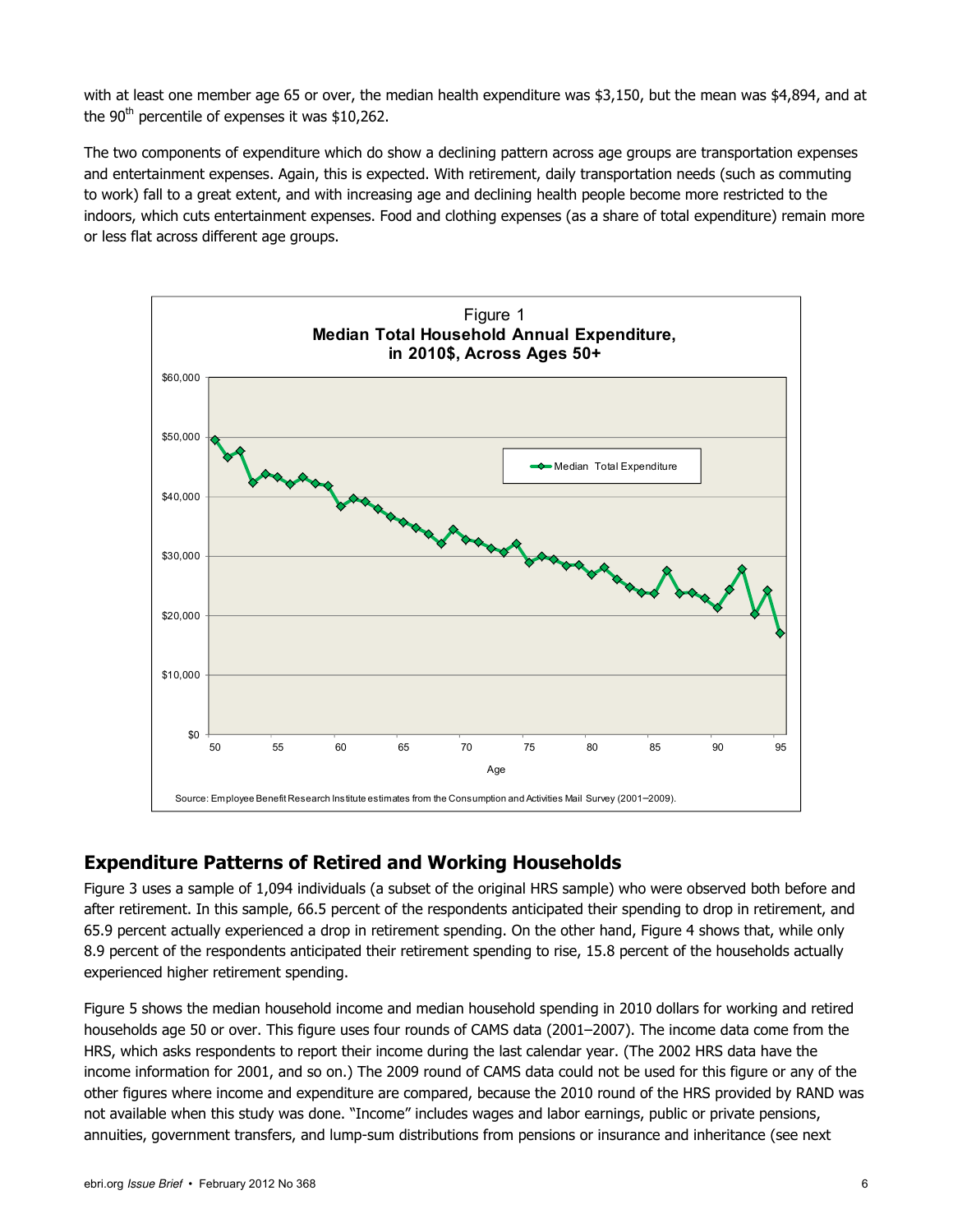with at least one member age 65 or over, the median health expenditure was $3,150, but the mean was $4,894, and at the 90th percentile of expenses it was $10,262.

The two components of expenditure which do show a declining pattern across age groups are transportation expenses and entertainment expenses. Again, this is expected. With retirement, daily transportation needs (such as commuting to work) fall to a great extent, and with increasing age and declining health people become more restricted to the indoors, which cuts entertainment expenses. Food and clothing expenses (as a share of total expenditure) remain more or less flat across different age groups.

Figure 1
**Median Total Household Annual Expenditure, in 2010$, Across Ages 50+**

Source: Employee Benefit Research Institute estimates from the Consumption and Activities Mail Survey (2001–2009).

## Expenditure Patterns of Retired and Working Households

Figure 3 uses a sample of 1,094 individuals (a subset of the original HRS sample) who were observed both before and after retirement. In this sample, 66.5 percent of the respondents anticipated their spending to drop in retirement, and 65.9 percent actually experienced a drop in retirement spending. On the other hand, Figure 4 shows that, while only 8.9 percent of the respondents anticipated their retirement spending to rise, 15.8 percent of the households actually experienced higher retirement spending.

Figure 5 shows the median household income and median household spending in 2010 dollars for working and retired households age 50 or over. This figure uses four rounds of CAMS data (2001–2007). The income data come from the HRS, which asks respondents to report their income during the last calendar year. (The 2002 HRS data have the income information for 2001, and so on.) The 2009 round of CAMS data could not be used for this figure or any of the other figures where income and expenditure are compared, because the 2010 round of the HRS provided by RAND was not available when this study was done. "Income" includes wages and labor earnings, public or private pensions, annuities, government transfers, and lump-sum distributions from pensions or insurance and inheritance (see next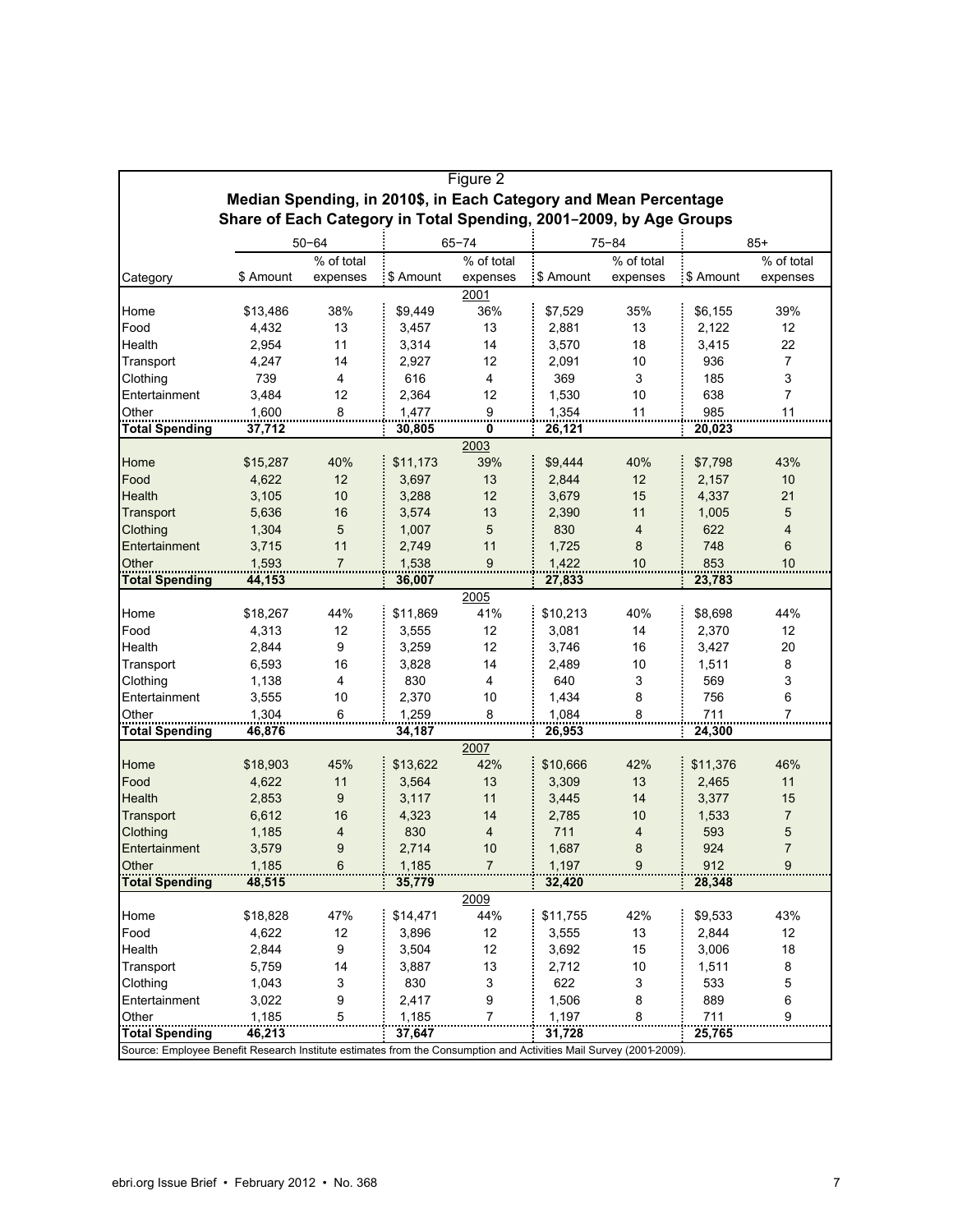Figure 2

**Median Spending, in 2010$, in Each Category and Mean Percentage Share of Each Category in Total Spending, 2001–2009, by Age Groups**

| | 50–64 | | 65–74 | | 75–84 | | 85+ | |
|---|---|---|---|---|---|---|---|---|
| Category | $ Amount | % of total expenses | $ Amount | % of total expenses | $ Amount | % of total expenses | $ Amount | % of total expenses |
| **2001** | | | | | | | | |
| Home | $13,486 | 38% | $9,449 | 36% | $7,529 | 35% | $6,155 | 39% |
| Food | 4,432 | 13 | 3,457 | 13 | 2,881 | 13 | 2,122 | 12 |
| Health | 2,954 | 11 | 3,314 | 14 | 3,570 | 18 | 3,415 | 22 |
| Transport | 4,247 | 14 | 2,927 | 12 | 2,091 | 10 | 936 | 7 |
| Clothing | 739 | 4 | 616 | 4 | 369 | 3 | 185 | 3 |
| Entertainment | 3,484 | 12 | 2,364 | 12 | 1,530 | 10 | 638 | 7 |
| Other | 1,600 | 8 | 1,477 | 9 | 1,354 | 11 | 985 | 11 |
| **Total Spending** | **37,712** | | **30,805** | **0** | **26,121** | | **20,023** | |
| **2003** | | | | | | | | |
| Home | $15,287 | 40% | $11,173 | 39% | $9,444 | 40% | $7,798 | 43% |
| Food | 4,622 | 12 | 3,697 | 13 | 2,844 | 12 | 2,157 | 10 |
| Health | 3,105 | 10 | 3,288 | 12 | 3,679 | 15 | 4,337 | 21 |
| Transport | 5,636 | 16 | 3,574 | 13 | 2,390 | 11 | 1,005 | 5 |
| Clothing | 1,304 | 5 | 1,007 | 5 | 830 | 4 | 622 | 4 |
| Entertainment | 3,715 | 11 | 2,749 | 11 | 1,725 | 8 | 748 | 6 |
| Other | 1,593 | 7 | 1,538 | 9 | 1,422 | 10 | 853 | 10 |
| **Total Spending** | **44,153** | | **36,007** | | **27,833** | | **23,783** | |
| **2005** | | | | | | | | |
| Home | $18,267 | 44% | $11,869 | 41% | $10,213 | 40% | $8,698 | 44% |
| Food | 4,313 | 12 | 3,555 | 12 | 3,081 | 14 | 2,370 | 12 |
| Health | 2,844 | 9 | 3,259 | 12 | 3,746 | 16 | 3,427 | 20 |
| Transport | 6,593 | 16 | 3,828 | 14 | 2,489 | 10 | 1,511 | 8 |
| Clothing | 1,138 | 4 | 830 | 4 | 640 | 3 | 569 | 3 |
| Entertainment | 3,555 | 10 | 2,370 | 10 | 1,434 | 8 | 756 | 6 |
| Other | 1,304 | 6 | 1,259 | 8 | 1,084 | 8 | 711 | 7 |
| **Total Spending** | **46,876** | | **34,187** | | **26,953** | | **24,300** | |
| **2007** | | | | | | | | |
| Home | $18,903 | 45% | $13,622 | 42% | $10,666 | 42% | $11,376 | 46% |
| Food | 4,622 | 11 | 3,564 | 13 | 3,309 | 13 | 2,465 | 11 |
| Health | 2,853 | 9 | 3,117 | 11 | 3,445 | 14 | 3,377 | 15 |
| Transport | 6,612 | 16 | 4,323 | 14 | 2,785 | 10 | 1,533 | 7 |
| Clothing | 1,185 | 4 | 830 | 4 | 711 | 4 | 593 | 5 |
| Entertainment | 3,579 | 9 | 2,714 | 10 | 1,687 | 8 | 924 | 7 |
| Other | 1,185 | 6 | 1,185 | 7 | 1,197 | 9 | 912 | 9 |
| **Total Spending** | **48,515** | | **35,779** | | **32,420** | | **28,348** | |
| **2009** | | | | | | | | |
| Home | $18,828 | 47% | $14,471 | 44% | $11,755 | 42% | $9,533 | 43% |
| Food | 4,622 | 12 | 3,896 | 12 | 3,555 | 13 | 2,844 | 12 |
| Health | 2,844 | 9 | 3,504 | 12 | 3,692 | 15 | 3,006 | 18 |
| Transport | 5,759 | 14 | 3,887 | 13 | 2,712 | 10 | 1,511 | 8 |
| Clothing | 1,043 | 3 | 830 | 3 | 622 | 3 | 533 | 5 |
| Entertainment | 3,022 | 9 | 2,417 | 9 | 1,506 | 8 | 889 | 6 |
| Other | 1,185 | 5 | 1,185 | 7 | 1,197 | 8 | 711 | 9 |
| **Total Spending** | **46,213** | | **37,647** | | **31,728** | | **25,765** | |

Source: Employee Benefit Research Institute estimates from the Consumption and Activities Mail Survey (2001-2009).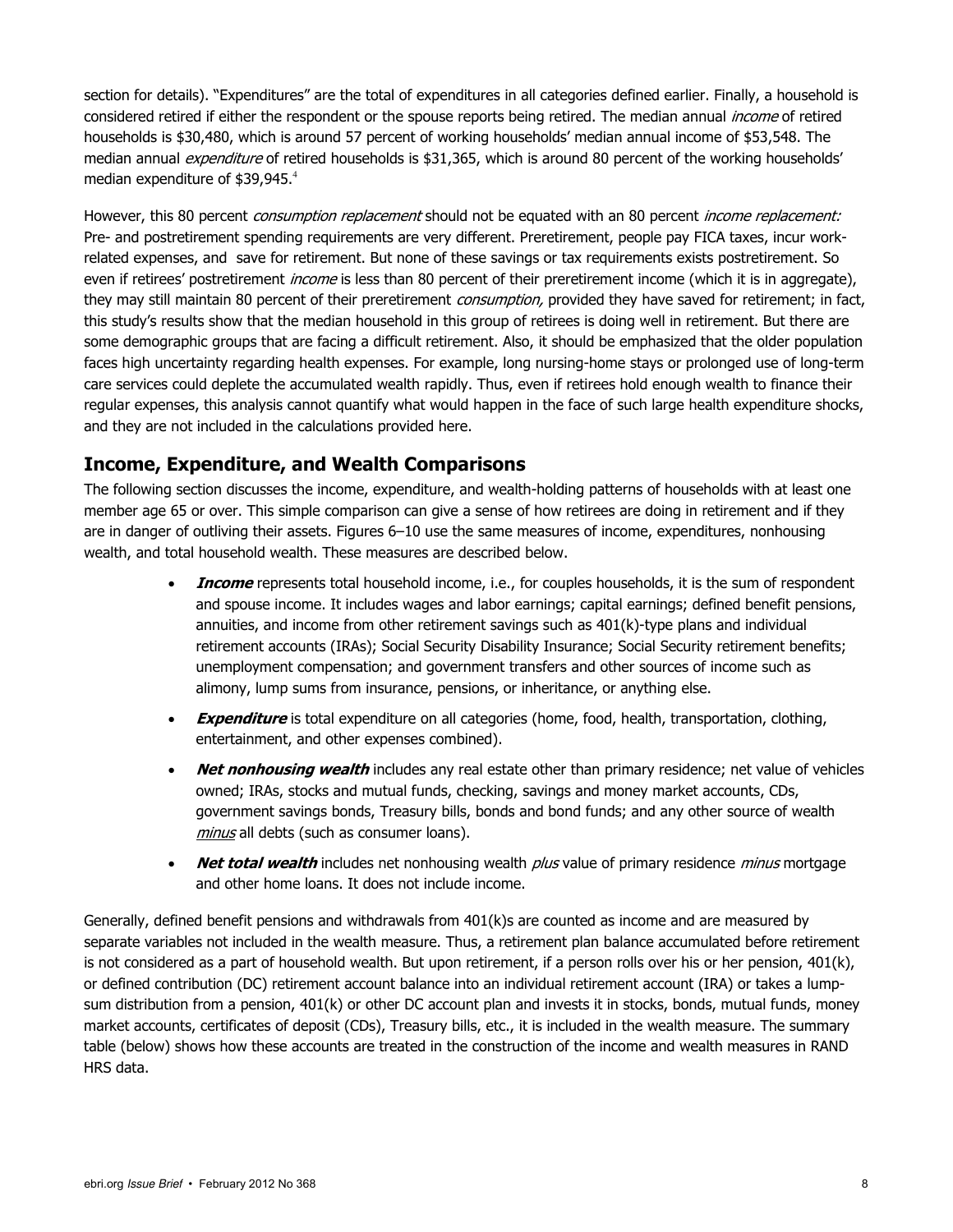section for details). "Expenditures" are the total of expenditures in all categories defined earlier. Finally, a household is considered retired if either the respondent or the spouse reports being retired. The median annual *income* of retired households is $30,480, which is around 57 percent of working households' median annual income of $53,548. The median annual *expenditure* of retired households is $31,365, which is around 80 percent of the working households' median expenditure of $39,945.[4]

However, this 80 percent *consumption replacement* should not be equated with an 80 percent *income replacement:* Pre- and postretirement spending requirements are very different. Preretirement, people pay FICA taxes, incur work-related expenses, and save for retirement. But none of these savings or tax requirements exists postretirement. So even if retirees' postretirement *income* is less than 80 percent of their preretirement income (which it is in aggregate), they may still maintain 80 percent of their preretirement *consumption,* provided they have saved for retirement; in fact, this study's results show that the median household in this group of retirees is doing well in retirement. But there are some demographic groups that are facing a difficult retirement. Also, it should be emphasized that the older population faces high uncertainty regarding health expenses. For example, long nursing-home stays or prolonged use of long-term care services could deplete the accumulated wealth rapidly. Thus, even if retirees hold enough wealth to finance their regular expenses, this analysis cannot quantify what would happen in the face of such large health expenditure shocks, and they are not included in the calculations provided here.

## Income, Expenditure, and Wealth Comparisons

The following section discusses the income, expenditure, and wealth-holding patterns of households with at least one member age 65 or over. This simple comparison can give a sense of how retirees are doing in retirement and if they are in danger of outliving their assets. Figures 6–10 use the same measures of income, expenditures, nonhousing wealth, and total household wealth. These measures are described below.

- ***Income*** represents total household income, i.e., for couples households, it is the sum of respondent and spouse income. It includes wages and labor earnings; capital earnings; defined benefit pensions, annuities, and income from other retirement savings such as 401(k)-type plans and individual retirement accounts (IRAs); Social Security Disability Insurance; Social Security retirement benefits; unemployment compensation; and government transfers and other sources of income such as alimony, lump sums from insurance, pensions, or inheritance, or anything else.
- ***Expenditure*** is total expenditure on all categories (home, food, health, transportation, clothing, entertainment, and other expenses combined).
- ***Net nonhousing wealth*** includes any real estate other than primary residence; net value of vehicles owned; IRAs, stocks and mutual funds, checking, savings and money market accounts, CDs, government savings bonds, Treasury bills, bonds and bond funds; and any other source of wealth *minus* all debts (such as consumer loans).
- ***Net total wealth*** includes net nonhousing wealth *plus* value of primary residence *minus* mortgage and other home loans. It does not include income.

Generally, defined benefit pensions and withdrawals from 401(k)s are counted as income and are measured by separate variables not included in the wealth measure. Thus, a retirement plan balance accumulated before retirement is not considered as a part of household wealth. But upon retirement, if a person rolls over his or her pension, 401(k), or defined contribution (DC) retirement account balance into an individual retirement account (IRA) or takes a lump-sum distribution from a pension, 401(k) or other DC account plan and invests it in stocks, bonds, mutual funds, money market accounts, certificates of deposit (CDs), Treasury bills, etc., it is included in the wealth measure. The summary table (below) shows how these accounts are treated in the construction of the income and wealth measures in RAND HRS data.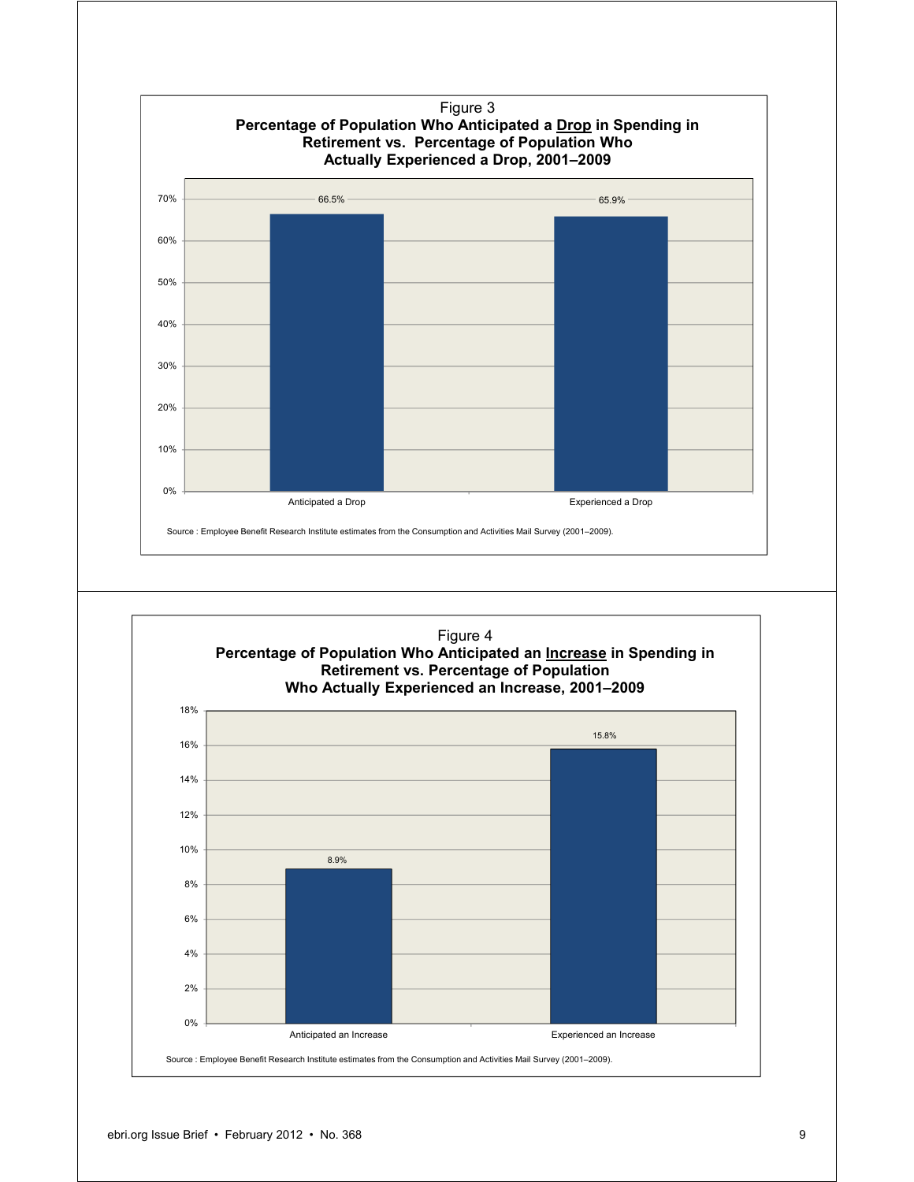Figure 3

**Percentage of Population Who Anticipated a Drop in Spending in Retirement vs. Percentage of Population Who Actually Experienced a Drop, 2001–2009**

| | Percentage |
|---|---|
| Anticipated a Drop | 66.5% |
| Experienced a Drop | 65.9% |

Source : Employee Benefit Research Institute estimates from the Consumption and Activities Mail Survey (2001–2009).

Figure 4

**Percentage of Population Who Anticipated an Increase in Spending in Retirement vs. Percentage of Population Who Actually Experienced an Increase, 2001–2009**

| | Percentage |
|---|---|
| Anticipated an Increase | 8.9% |
| Experienced an Increase | 15.8% |

Source : Employee Benefit Research Institute estimates from the Consumption and Activities Mail Survey (2001–2009).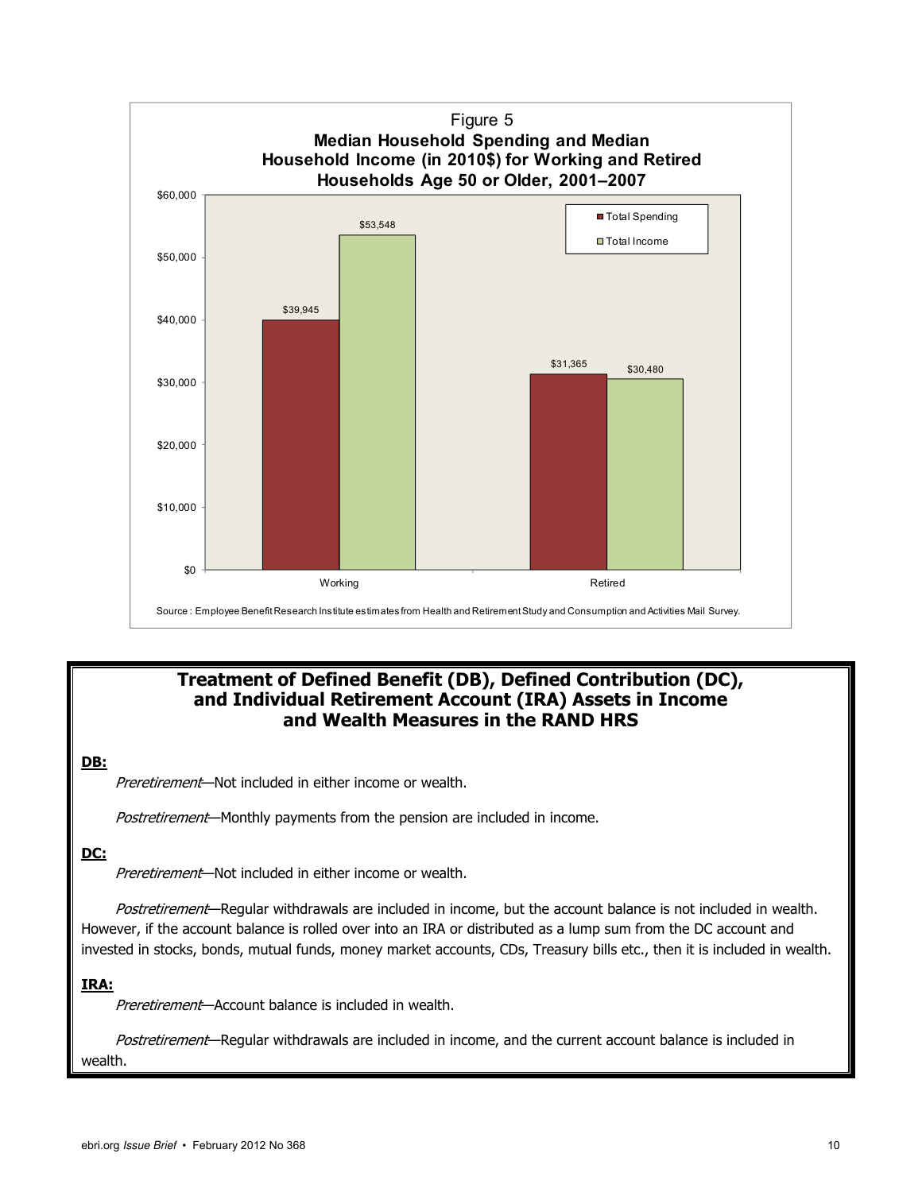Figure 5
**Median Household Spending and Median Household Income (in 2010$) for Working and Retired Households Age 50 or Older, 2001–2007**

| | Total Spending | Total Income |
|---|---|---|
| Working | $39,945 | $53,548 |
| Retired | $31,365 | $30,480 |

Source : Employee Benefit Research Institute estimates from Health and Retirement Study and Consumption and Activities Mail Survey.

## Treatment of Defined Benefit (DB), Defined Contribution (DC), and Individual Retirement Account (IRA) Assets in Income and Wealth Measures in the RAND HRS

**DB:**

*Preretirement*—Not included in either income or wealth.

*Postretirement*—Monthly payments from the pension are included in income.

**DC:**

*Preretirement*—Not included in either income or wealth.

*Postretirement*—Regular withdrawals are included in income, but the account balance is not included in wealth. However, if the account balance is rolled over into an IRA or distributed as a lump sum from the DC account and invested in stocks, bonds, mutual funds, money market accounts, CDs, Treasury bills etc., then it is included in wealth.

**IRA:**

*Preretirement*—Account balance is included in wealth.

*Postretirement*—Regular withdrawals are included in income, and the current account balance is included in wealth.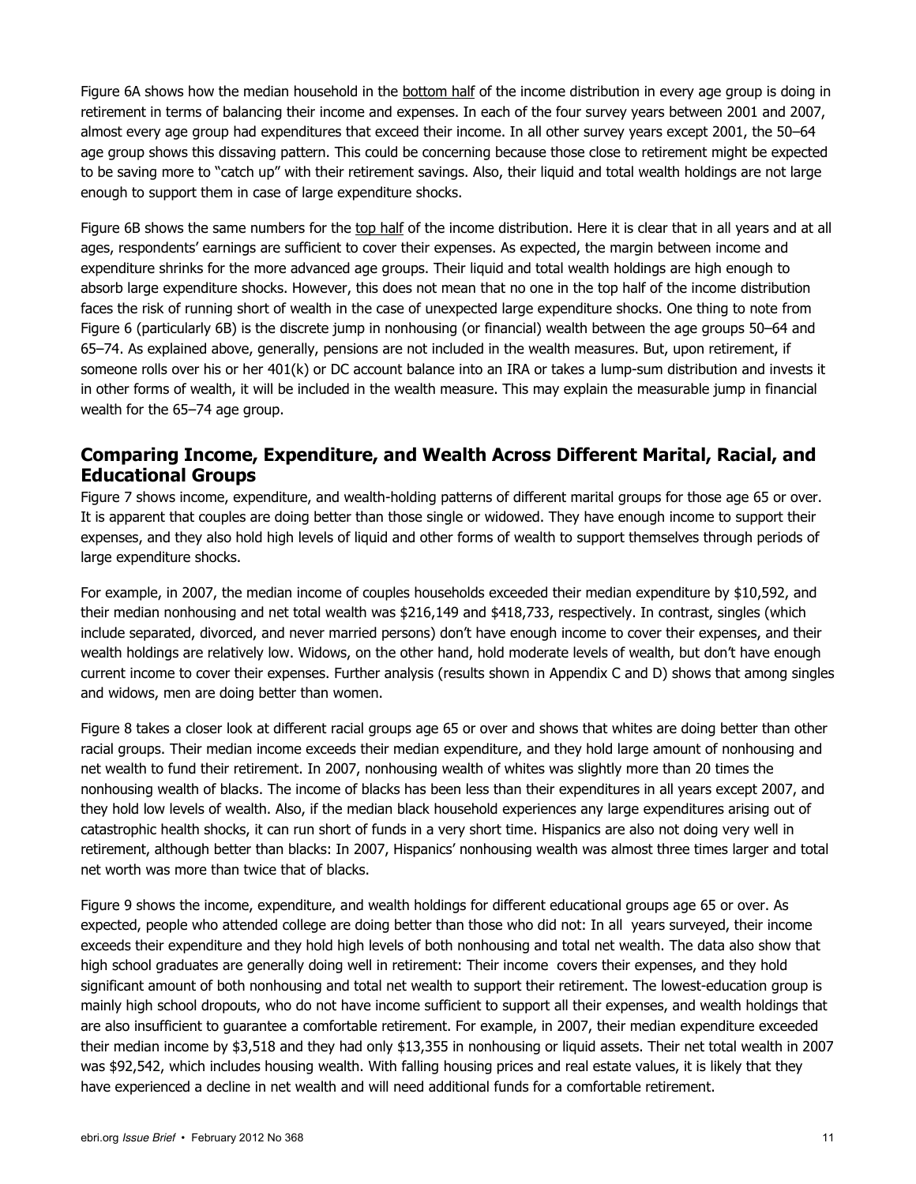Figure 6A shows how the median household in the bottom half of the income distribution in every age group is doing in retirement in terms of balancing their income and expenses. In each of the four survey years between 2001 and 2007, almost every age group had expenditures that exceed their income. In all other survey years except 2001, the 50–64 age group shows this dissaving pattern. This could be concerning because those close to retirement might be expected to be saving more to "catch up" with their retirement savings. Also, their liquid and total wealth holdings are not large enough to support them in case of large expenditure shocks.

Figure 6B shows the same numbers for the top half of the income distribution. Here it is clear that in all years and at all ages, respondents' earnings are sufficient to cover their expenses. As expected, the margin between income and expenditure shrinks for the more advanced age groups. Their liquid and total wealth holdings are high enough to absorb large expenditure shocks. However, this does not mean that no one in the top half of the income distribution faces the risk of running short of wealth in the case of unexpected large expenditure shocks. One thing to note from Figure 6 (particularly 6B) is the discrete jump in nonhousing (or financial) wealth between the age groups 50–64 and 65–74. As explained above, generally, pensions are not included in the wealth measures. But, upon retirement, if someone rolls over his or her 401(k) or DC account balance into an IRA or takes a lump-sum distribution and invests it in other forms of wealth, it will be included in the wealth measure. This may explain the measurable jump in financial wealth for the 65–74 age group.

## Comparing Income, Expenditure, and Wealth Across Different Marital, Racial, and Educational Groups

Figure 7 shows income, expenditure, and wealth-holding patterns of different marital groups for those age 65 or over. It is apparent that couples are doing better than those single or widowed. They have enough income to support their expenses, and they also hold high levels of liquid and other forms of wealth to support themselves through periods of large expenditure shocks.

For example, in 2007, the median income of couples households exceeded their median expenditure by $10,592, and their median nonhousing and net total wealth was $216,149 and $418,733, respectively. In contrast, singles (which include separated, divorced, and never married persons) don't have enough income to cover their expenses, and their wealth holdings are relatively low. Widows, on the other hand, hold moderate levels of wealth, but don't have enough current income to cover their expenses. Further analysis (results shown in Appendix C and D) shows that among singles and widows, men are doing better than women.

Figure 8 takes a closer look at different racial groups age 65 or over and shows that whites are doing better than other racial groups. Their median income exceeds their median expenditure, and they hold large amount of nonhousing and net wealth to fund their retirement. In 2007, nonhousing wealth of whites was slightly more than 20 times the nonhousing wealth of blacks. The income of blacks has been less than their expenditures in all years except 2007, and they hold low levels of wealth. Also, if the median black household experiences any large expenditures arising out of catastrophic health shocks, it can run short of funds in a very short time. Hispanics are also not doing very well in retirement, although better than blacks: In 2007, Hispanics' nonhousing wealth was almost three times larger and total net worth was more than twice that of blacks.

Figure 9 shows the income, expenditure, and wealth holdings for different educational groups age 65 or over. As expected, people who attended college are doing better than those who did not: In all years surveyed, their income exceeds their expenditure and they hold high levels of both nonhousing and total net wealth. The data also show that high school graduates are generally doing well in retirement: Their income covers their expenses, and they hold significant amount of both nonhousing and total net wealth to support their retirement. The lowest-education group is mainly high school dropouts, who do not have income sufficient to support all their expenses, and wealth holdings that are also insufficient to guarantee a comfortable retirement. For example, in 2007, their median expenditure exceeded their median income by $3,518 and they had only $13,355 in nonhousing or liquid assets. Their net total wealth in 2007 was $92,542, which includes housing wealth. With falling housing prices and real estate values, it is likely that they have experienced a decline in net wealth and will need additional funds for a comfortable retirement.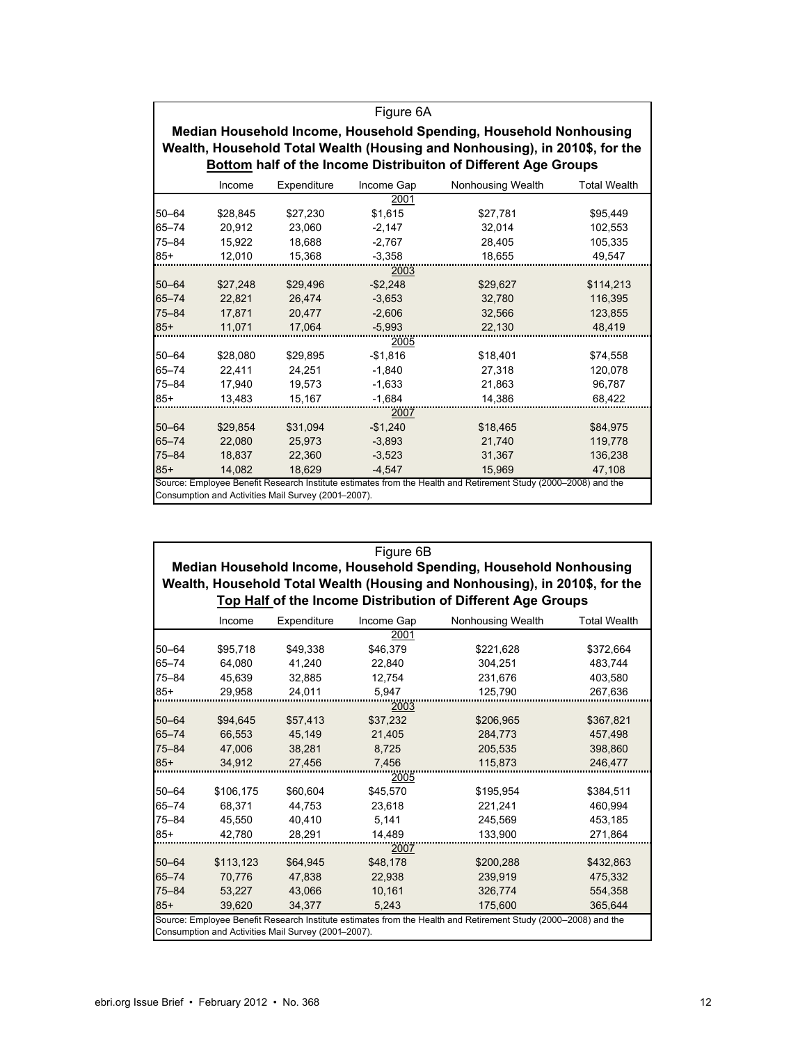Figure 6A

**Median Household Income, Household Spending, Household Nonhousing Wealth, Household Total Wealth (Housing and Nonhousing), in 2010$, for the Bottom half of the Income Distribuiton of Different Age Groups**

| | Income | Expenditure | Income Gap | Nonhousing Wealth | Total Wealth |
|---|---|---|---|---|---|
| | | | 2001 | | |
| 50–64 | $28,845 | $27,230 | $1,615 | $27,781 | $95,449 |
| 65–74 | 20,912 | 23,060 | -2,147 | 32,014 | 102,553 |
| 75–84 | 15,922 | 18,688 | -2,767 | 28,405 | 105,335 |
| 85+ | 12,010 | 15,368 | -3,358 | 18,655 | 49,547 |
| | | | 2003 | | |
| 50–64 | $27,248 | $29,496 | -$2,248 | $29,627 | $114,213 |
| 65–74 | 22,821 | 26,474 | -3,653 | 32,780 | 116,395 |
| 75–84 | 17,871 | 20,477 | -2,606 | 32,566 | 123,855 |
| 85+ | 11,071 | 17,064 | -5,993 | 22,130 | 48,419 |
| | | | 2005 | | |
| 50–64 | $28,080 | $29,895 | -$1,816 | $18,401 | $74,558 |
| 65–74 | 22,411 | 24,251 | -1,840 | 27,318 | 120,078 |
| 75–84 | 17,940 | 19,573 | -1,633 | 21,863 | 96,787 |
| 85+ | 13,483 | 15,167 | -1,684 | 14,386 | 68,422 |
| | | | 2007 | | |
| 50–64 | $29,854 | $31,094 | -$1,240 | $18,465 | $84,975 |
| 65–74 | 22,080 | 25,973 | -3,893 | 21,740 | 119,778 |
| 75–84 | 18,837 | 22,360 | -3,523 | 31,367 | 136,238 |
| 85+ | 14,082 | 18,629 | -4,547 | 15,969 | 47,108 |

Source: Employee Benefit Research Institute estimates from the Health and Retirement Study (2000–2008) and the Consumption and Activities Mail Survey (2001–2007).

Figure 6B

**Median Household Income, Household Spending, Household Nonhousing Wealth, Household Total Wealth (Housing and Nonhousing), in 2010$, for the Top Half of the Income Distribution of Different Age Groups**

| | Income | Expenditure | Income Gap | Nonhousing Wealth | Total Wealth |
|---|---|---|---|---|---|
| | | | 2001 | | |
| 50–64 | $95,718 | $49,338 | $46,379 | $221,628 | $372,664 |
| 65–74 | 64,080 | 41,240 | 22,840 | 304,251 | 483,744 |
| 75–84 | 45,639 | 32,885 | 12,754 | 231,676 | 403,580 |
| 85+ | 29,958 | 24,011 | 5,947 | 125,790 | 267,636 |
| | | | 2003 | | |
| 50–64 | $94,645 | $57,413 | $37,232 | $206,965 | $367,821 |
| 65–74 | 66,553 | 45,149 | 21,405 | 284,773 | 457,498 |
| 75–84 | 47,006 | 38,281 | 8,725 | 205,535 | 398,860 |
| 85+ | 34,912 | 27,456 | 7,456 | 115,873 | 246,477 |
| | | | 2005 | | |
| 50–64 | $106,175 | $60,604 | $45,570 | $195,954 | $384,511 |
| 65–74 | 68,371 | 44,753 | 23,618 | 221,241 | 460,994 |
| 75–84 | 45,550 | 40,410 | 5,141 | 245,569 | 453,185 |
| 85+ | 42,780 | 28,291 | 14,489 | 133,900 | 271,864 |
| | | | 2007 | | |
| 50–64 | $113,123 | $64,945 | $48,178 | $200,288 | $432,863 |
| 65–74 | 70,776 | 47,838 | 22,938 | 239,919 | 475,332 |
| 75–84 | 53,227 | 43,066 | 10,161 | 326,774 | 554,358 |
| 85+ | 39,620 | 34,377 | 5,243 | 175,600 | 365,644 |

Source: Employee Benefit Research Institute estimates from the Health and Retirement Study (2000–2008) and the Consumption and Activities Mail Survey (2001–2007).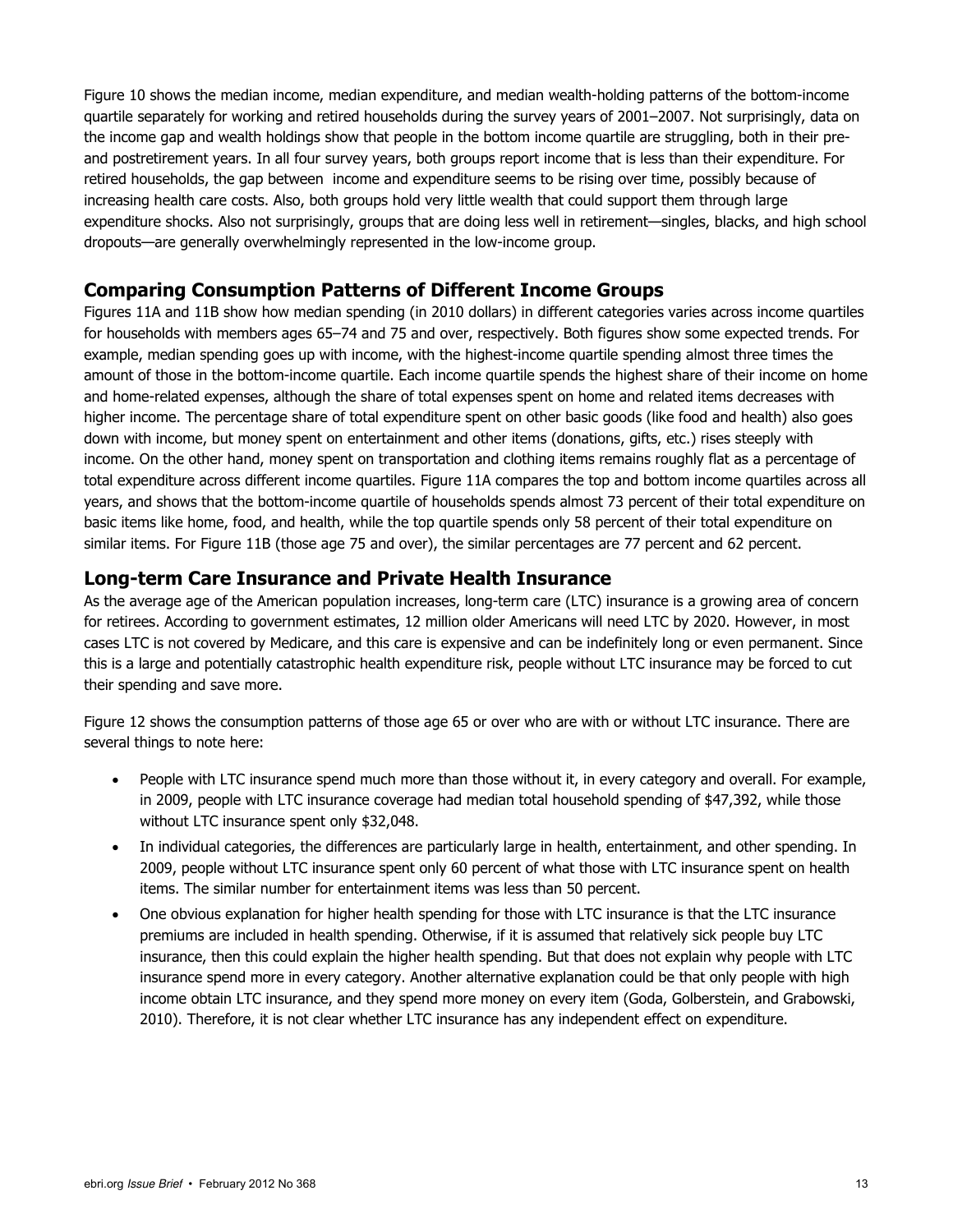Figure 10 shows the median income, median expenditure, and median wealth-holding patterns of the bottom-income quartile separately for working and retired households during the survey years of 2001–2007. Not surprisingly, data on the income gap and wealth holdings show that people in the bottom income quartile are struggling, both in their pre- and postretirement years. In all four survey years, both groups report income that is less than their expenditure. For retired households, the gap between income and expenditure seems to be rising over time, possibly because of increasing health care costs. Also, both groups hold very little wealth that could support them through large expenditure shocks. Also not surprisingly, groups that are doing less well in retirement—singles, blacks, and high school dropouts—are generally overwhelmingly represented in the low-income group.

## Comparing Consumption Patterns of Different Income Groups

Figures 11A and 11B show how median spending (in 2010 dollars) in different categories varies across income quartiles for households with members ages 65–74 and 75 and over, respectively. Both figures show some expected trends. For example, median spending goes up with income, with the highest-income quartile spending almost three times the amount of those in the bottom-income quartile. Each income quartile spends the highest share of their income on home and home-related expenses, although the share of total expenses spent on home and related items decreases with higher income. The percentage share of total expenditure spent on other basic goods (like food and health) also goes down with income, but money spent on entertainment and other items (donations, gifts, etc.) rises steeply with income. On the other hand, money spent on transportation and clothing items remains roughly flat as a percentage of total expenditure across different income quartiles. Figure 11A compares the top and bottom income quartiles across all years, and shows that the bottom-income quartile of households spends almost 73 percent of their total expenditure on basic items like home, food, and health, while the top quartile spends only 58 percent of their total expenditure on similar items. For Figure 11B (those age 75 and over), the similar percentages are 77 percent and 62 percent.

## Long-term Care Insurance and Private Health Insurance

As the average age of the American population increases, long-term care (LTC) insurance is a growing area of concern for retirees. According to government estimates, 12 million older Americans will need LTC by 2020. However, in most cases LTC is not covered by Medicare, and this care is expensive and can be indefinitely long or even permanent. Since this is a large and potentially catastrophic health expenditure risk, people without LTC insurance may be forced to cut their spending and save more.

Figure 12 shows the consumption patterns of those age 65 or over who are with or without LTC insurance. There are several things to note here:

- People with LTC insurance spend much more than those without it, in every category and overall. For example, in 2009, people with LTC insurance coverage had median total household spending of $47,392, while those without LTC insurance spent only $32,048.
- In individual categories, the differences are particularly large in health, entertainment, and other spending. In 2009, people without LTC insurance spent only 60 percent of what those with LTC insurance spent on health items. The similar number for entertainment items was less than 50 percent.
- One obvious explanation for higher health spending for those with LTC insurance is that the LTC insurance premiums are included in health spending. Otherwise, if it is assumed that relatively sick people buy LTC insurance, then this could explain the higher health spending. But that does not explain why people with LTC insurance spend more in every category. Another alternative explanation could be that only people with high income obtain LTC insurance, and they spend more money on every item (Goda, Golberstein, and Grabowski, 2010). Therefore, it is not clear whether LTC insurance has any independent effect on expenditure.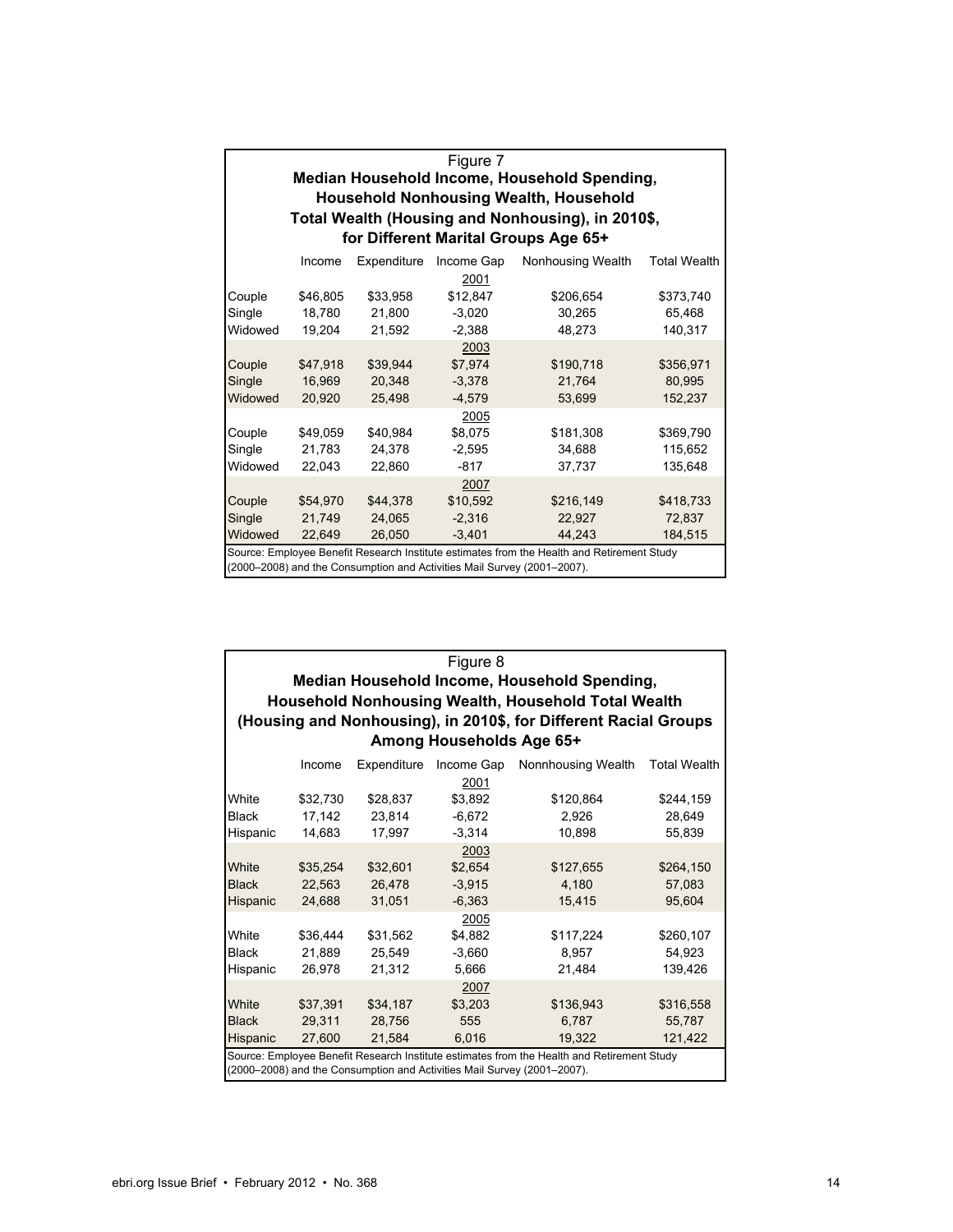Figure 7

**Median Household Income, Household Spending, Household Nonhousing Wealth, Household Total Wealth (Housing and Nonhousing), in 2010$, for Different Marital Groups Age 65+**

| | Income | Expenditure | Income Gap | Nonhousing Wealth | Total Wealth |
|---|---|---|---|---|---|
| | | | 2001 | | |
| Couple | $46,805 | $33,958 | $12,847 | $206,654 | $373,740 |
| Single | 18,780 | 21,800 | -3,020 | 30,265 | 65,468 |
| Widowed | 19,204 | 21,592 | -2,388 | 48,273 | 140,317 |
| | | | 2003 | | |
| Couple | $47,918 | $39,944 | $7,974 | $190,718 | $356,971 |
| Single | 16,969 | 20,348 | -3,378 | 21,764 | 80,995 |
| Widowed | 20,920 | 25,498 | -4,579 | 53,699 | 152,237 |
| | | | 2005 | | |
| Couple | $49,059 | $40,984 | $8,075 | $181,308 | $369,790 |
| Single | 21,783 | 24,378 | -2,595 | 34,688 | 115,652 |
| Widowed | 22,043 | 22,860 | -817 | 37,737 | 135,648 |
| | | | 2007 | | |
| Couple | $54,970 | $44,378 | $10,592 | $216,149 | $418,733 |
| Single | 21,749 | 24,065 | -2,316 | 22,927 | 72,837 |
| Widowed | 22,649 | 26,050 | -3,401 | 44,243 | 184,515 |

Source: Employee Benefit Research Institute estimates from the Health and Retirement Study (2000–2008) and the Consumption and Activities Mail Survey (2001–2007).

Figure 8

**Median Household Income, Household Spending, Household Nonhousing Wealth, Household Total Wealth (Housing and Nonhousing), in 2010$, for Different Racial Groups Among Households Age 65+**

| | Income | Expenditure | Income Gap | Nonnhousing Wealth | Total Wealth |
|---|---|---|---|---|---|
| | | | 2001 | | |
| White | $32,730 | $28,837 | $3,892 | $120,864 | $244,159 |
| Black | 17,142 | 23,814 | -6,672 | 2,926 | 28,649 |
| Hispanic | 14,683 | 17,997 | -3,314 | 10,898 | 55,839 |
| | | | 2003 | | |
| White | $35,254 | $32,601 | $2,654 | $127,655 | $264,150 |
| Black | 22,563 | 26,478 | -3,915 | 4,180 | 57,083 |
| Hispanic | 24,688 | 31,051 | -6,363 | 15,415 | 95,604 |
| | | | 2005 | | |
| White | $36,444 | $31,562 | $4,882 | $117,224 | $260,107 |
| Black | 21,889 | 25,549 | -3,660 | 8,957 | 54,923 |
| Hispanic | 26,978 | 21,312 | 5,666 | 21,484 | 139,426 |
| | | | 2007 | | |
| White | $37,391 | $34,187 | $3,203 | $136,943 | $316,558 |
| Black | 29,311 | 28,756 | 555 | 6,787 | 55,787 |
| Hispanic | 27,600 | 21,584 | 6,016 | 19,322 | 121,422 |

Source: Employee Benefit Research Institute estimates from the Health and Retirement Study (2000–2008) and the Consumption and Activities Mail Survey (2001–2007).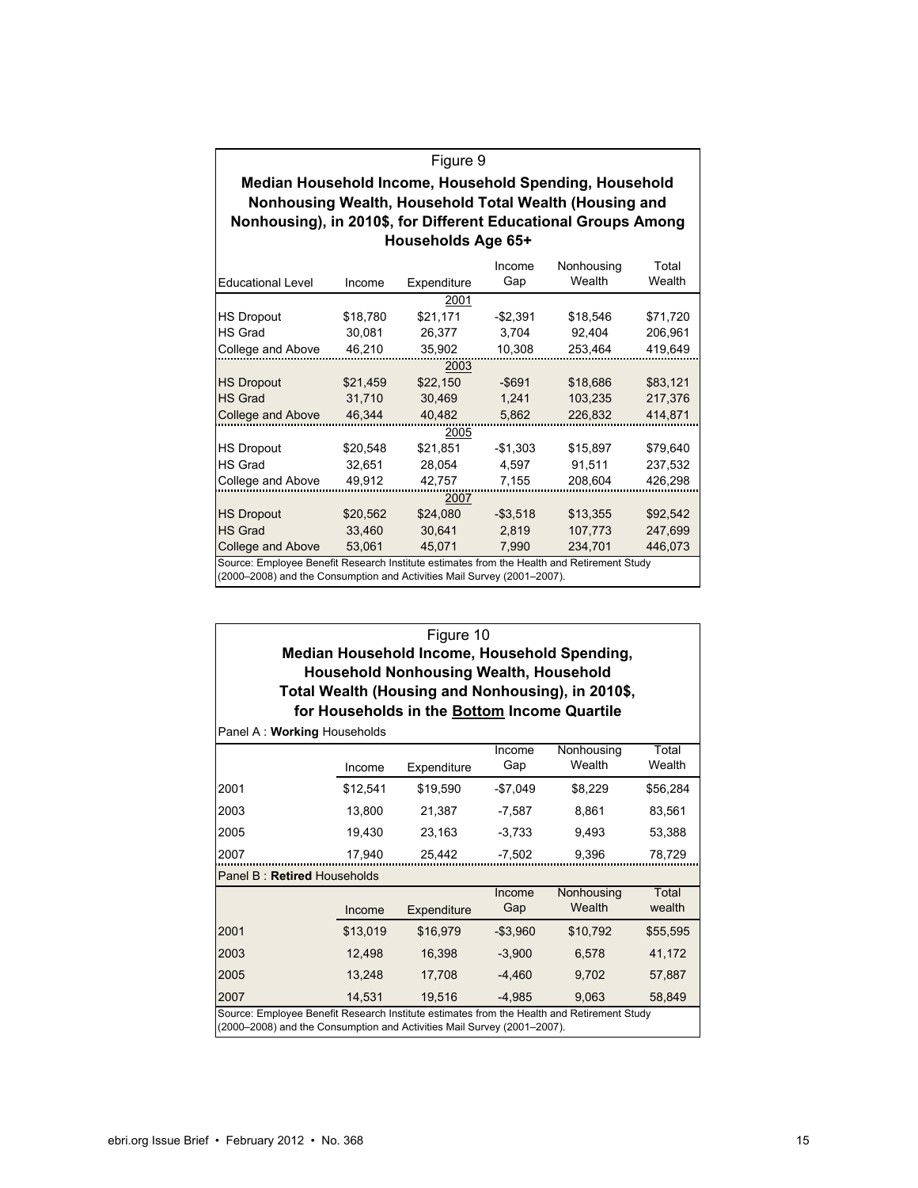Figure 9

**Median Household Income, Household Spending, Household Nonhousing Wealth, Household Total Wealth (Housing and Nonhousing), in 2010$, for Different Educational Groups Among Households Age 65+**

| Educational Level | Income | Expenditure | Income Gap | Nonhousing Wealth | Total Wealth |
|---|---|---|---|---|---|
| | | 2001 | | | |
| HS Dropout | $18,780 | $21,171 | -$2,391 | $18,546 | $71,720 |
| HS Grad | 30,081 | 26,377 | 3,704 | 92,404 | 206,961 |
| College and Above | 46,210 | 35,902 | 10,308 | 253,464 | 419,649 |
| | | 2003 | | | |
| HS Dropout | $21,459 | $22,150 | -$691 | $18,686 | $83,121 |
| HS Grad | 31,710 | 30,469 | 1,241 | 103,235 | 217,376 |
| College and Above | 46,344 | 40,482 | 5,862 | 226,832 | 414,871 |
| | | 2005 | | | |
| HS Dropout | $20,548 | $21,851 | -$1,303 | $15,897 | $79,640 |
| HS Grad | 32,651 | 28,054 | 4,597 | 91,511 | 237,532 |
| College and Above | 49,912 | 42,757 | 7,155 | 208,604 | 426,298 |
| | | 2007 | | | |
| HS Dropout | $20,562 | $24,080 | -$3,518 | $13,355 | $92,542 |
| HS Grad | 33,460 | 30,641 | 2,819 | 107,773 | 247,699 |
| College and Above | 53,061 | 45,071 | 7,990 | 234,701 | 446,073 |

Source: Employee Benefit Research Institute estimates from the Health and Retirement Study (2000–2008) and the Consumption and Activities Mail Survey (2001–2007).

Figure 10

**Median Household Income, Household Spending, Household Nonhousing Wealth, Household Total Wealth (Housing and Nonhousing), in 2010$, for Households in the Bottom Income Quartile**

Panel A : **Working** Households

| | Income | Expenditure | Income Gap | Nonhousing Wealth | Total Wealth |
|---|---|---|---|---|---|
| 2001 | $12,541 | $19,590 | -$7,049 | $8,229 | $56,284 |
| 2003 | 13,800 | 21,387 | -7,587 | 8,861 | 83,561 |
| 2005 | 19,430 | 23,163 | -3,733 | 9,493 | 53,388 |
| 2007 | 17,940 | 25,442 | -7,502 | 9,396 | 78,729 |

Panel B : **Retired** Households

| | Income | Expenditure | Income Gap | Nonhousing Wealth | Total wealth |
|---|---|---|---|---|---|
| 2001 | $13,019 | $16,979 | -$3,960 | $10,792 | $55,595 |
| 2003 | 12,498 | 16,398 | -3,900 | 6,578 | 41,172 |
| 2005 | 13,248 | 17,708 | -4,460 | 9,702 | 57,887 |
| 2007 | 14,531 | 19,516 | -4,985 | 9,063 | 58,849 |

Source: Employee Benefit Research Institute estimates from the Health and Retirement Study (2000–2008) and the Consumption and Activities Mail Survey (2001–2007).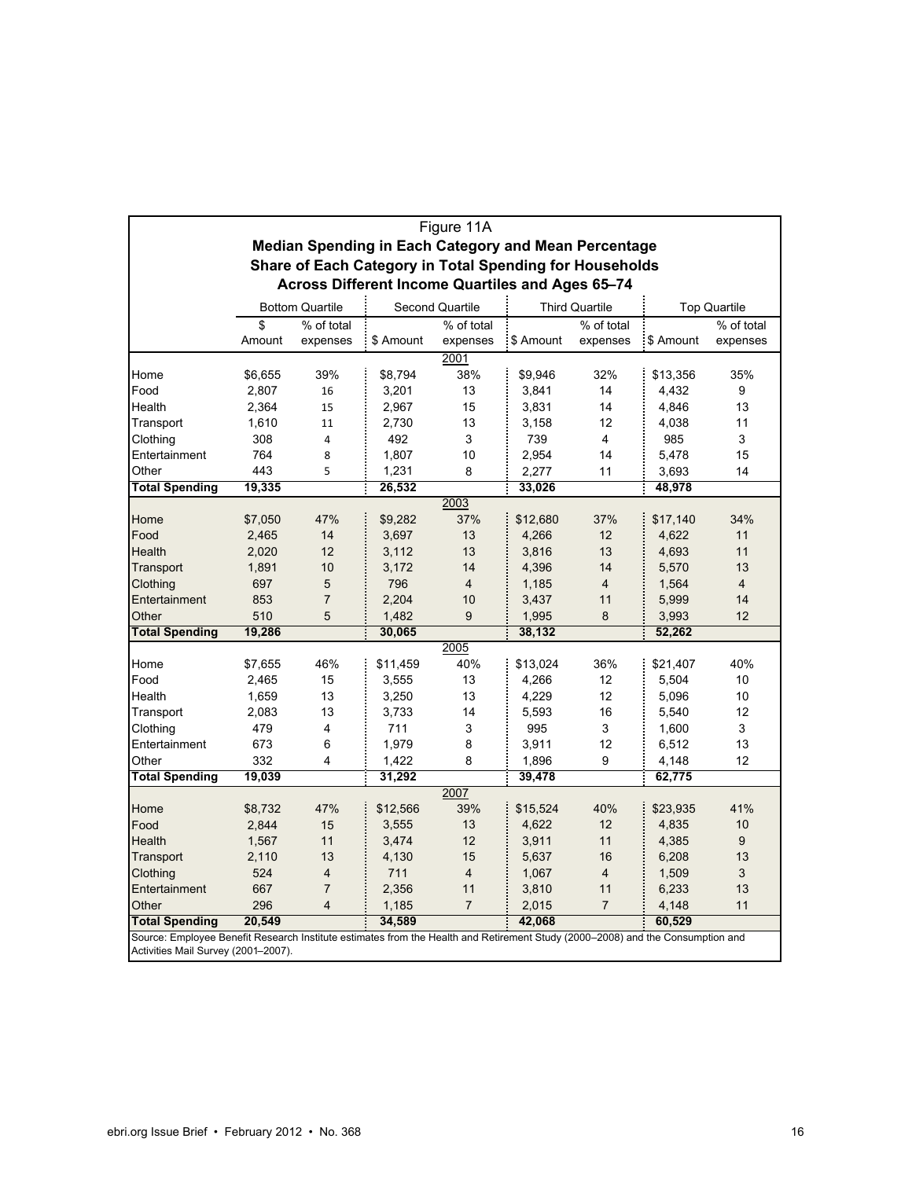Figure 11A

**Median Spending in Each Category and Mean Percentage Share of Each Category in Total Spending for Households Across Different Income Quartiles and Ages 65–74**

| | Bottom Quartile | | Second Quartile | | Third Quartile | | Top Quartile | |
|---|---|---|---|---|---|---|---|---|
| | $ Amount | % of total expenses | $ Amount | % of total expenses | $ Amount | % of total expenses | $ Amount | % of total expenses |
| **2001** | | | | | | | | |
| Home | $6,655 | 39% | $8,794 | 38% | $9,946 | 32% | $13,356 | 35% |
| Food | 2,807 | 16 | 3,201 | 13 | 3,841 | 14 | 4,432 | 9 |
| Health | 2,364 | 15 | 2,967 | 15 | 3,831 | 14 | 4,846 | 13 |
| Transport | 1,610 | 11 | 2,730 | 13 | 3,158 | 12 | 4,038 | 11 |
| Clothing | 308 | 4 | 492 | 3 | 739 | 4 | 985 | 3 |
| Entertainment | 764 | 8 | 1,807 | 10 | 2,954 | 14 | 5,478 | 15 |
| Other | 443 | 5 | 1,231 | 8 | 2,277 | 11 | 3,693 | 14 |
| **Total Spending** | **19,335** | | **26,532** | | **33,026** | | **48,978** | |
| **2003** | | | | | | | | |
| Home | $7,050 | 47% | $9,282 | 37% | $12,680 | 37% | $17,140 | 34% |
| Food | 2,465 | 14 | 3,697 | 13 | 4,266 | 12 | 4,622 | 11 |
| Health | 2,020 | 12 | 3,112 | 13 | 3,816 | 13 | 4,693 | 11 |
| Transport | 1,891 | 10 | 3,172 | 14 | 4,396 | 14 | 5,570 | 13 |
| Clothing | 697 | 5 | 796 | 4 | 1,185 | 4 | 1,564 | 4 |
| Entertainment | 853 | 7 | 2,204 | 10 | 3,437 | 11 | 5,999 | 14 |
| Other | 510 | 5 | 1,482 | 9 | 1,995 | 8 | 3,993 | 12 |
| **Total Spending** | **19,286** | | **30,065** | | **38,132** | | **52,262** | |
| **2005** | | | | | | | | |
| Home | $7,655 | 46% | $11,459 | 40% | $13,024 | 36% | $21,407 | 40% |
| Food | 2,465 | 15 | 3,555 | 13 | 4,266 | 12 | 5,504 | 10 |
| Health | 1,659 | 13 | 3,250 | 13 | 4,229 | 12 | 5,096 | 10 |
| Transport | 2,083 | 13 | 3,733 | 14 | 5,593 | 16 | 5,540 | 12 |
| Clothing | 479 | 4 | 711 | 3 | 995 | 3 | 1,600 | 3 |
| Entertainment | 673 | 6 | 1,979 | 8 | 3,911 | 12 | 6,512 | 13 |
| Other | 332 | 4 | 1,422 | 8 | 1,896 | 9 | 4,148 | 12 |
| **Total Spending** | **19,039** | | **31,292** | | **39,478** | | **62,775** | |
| **2007** | | | | | | | | |
| Home | $8,732 | 47% | $12,566 | 39% | $15,524 | 40% | $23,935 | 41% |
| Food | 2,844 | 15 | 3,555 | 13 | 4,622 | 12 | 4,835 | 10 |
| Health | 1,567 | 11 | 3,474 | 12 | 3,911 | 11 | 4,385 | 9 |
| Transport | 2,110 | 13 | 4,130 | 15 | 5,637 | 16 | 6,208 | 13 |
| Clothing | 524 | 4 | 711 | 4 | 1,067 | 4 | 1,509 | 3 |
| Entertainment | 667 | 7 | 2,356 | 11 | 3,810 | 11 | 6,233 | 13 |
| Other | 296 | 4 | 1,185 | 7 | 2,015 | 7 | 4,148 | 11 |
| **Total Spending** | **20,549** | | **34,589** | | **42,068** | | **60,529** | |

Source: Employee Benefit Research Institute estimates from the Health and Retirement Study (2000–2008) and the Consumption and Activities Mail Survey (2001–2007).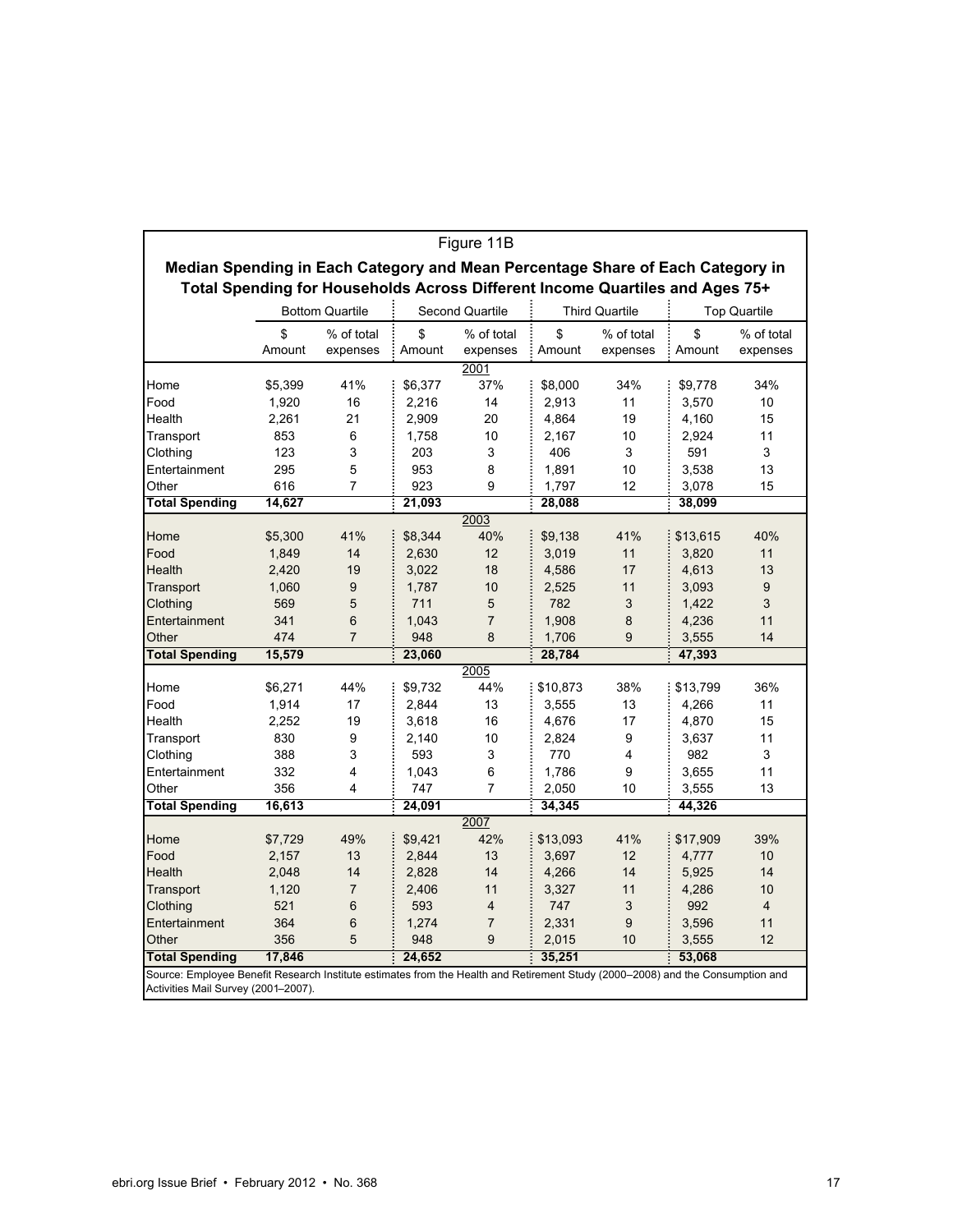Figure 11B

**Median Spending in Each Category and Mean Percentage Share of Each Category in Total Spending for Households Across Different Income Quartiles and Ages 75+**

| | Bottom Quartile | | Second Quartile | | Third Quartile | | Top Quartile | |
|---|---|---|---|---|---|---|---|---|
| | $ Amount | % of total expenses | $ Amount | % of total expenses | $ Amount | % of total expenses | $ Amount | % of total expenses |
| **2001** | | | | | | | | |
| Home | $5,399 | 41% | $6,377 | 37% | $8,000 | 34% | $9,778 | 34% |
| Food | 1,920 | 16 | 2,216 | 14 | 2,913 | 11 | 3,570 | 10 |
| Health | 2,261 | 21 | 2,909 | 20 | 4,864 | 19 | 4,160 | 15 |
| Transport | 853 | 6 | 1,758 | 10 | 2,167 | 10 | 2,924 | 11 |
| Clothing | 123 | 3 | 203 | 3 | 406 | 3 | 591 | 3 |
| Entertainment | 295 | 5 | 953 | 8 | 1,891 | 10 | 3,538 | 13 |
| Other | 616 | 7 | 923 | 9 | 1,797 | 12 | 3,078 | 15 |
| **Total Spending** | **14,627** | | **21,093** | | **28,088** | | **38,099** | |
| **2003** | | | | | | | | |
| Home | $5,300 | 41% | $8,344 | 40% | $9,138 | 41% | $13,615 | 40% |
| Food | 1,849 | 14 | 2,630 | 12 | 3,019 | 11 | 3,820 | 11 |
| Health | 2,420 | 19 | 3,022 | 18 | 4,586 | 17 | 4,613 | 13 |
| Transport | 1,060 | 9 | 1,787 | 10 | 2,525 | 11 | 3,093 | 9 |
| Clothing | 569 | 5 | 711 | 5 | 782 | 3 | 1,422 | 3 |
| Entertainment | 341 | 6 | 1,043 | 7 | 1,908 | 8 | 4,236 | 11 |
| Other | 474 | 7 | 948 | 8 | 1,706 | 9 | 3,555 | 14 |
| **Total Spending** | **15,579** | | **23,060** | | **28,784** | | **47,393** | |
| **2005** | | | | | | | | |
| Home | $6,271 | 44% | $9,732 | 44% | $10,873 | 38% | $13,799 | 36% |
| Food | 1,914 | 17 | 2,844 | 13 | 3,555 | 13 | 4,266 | 11 |
| Health | 2,252 | 19 | 3,618 | 16 | 4,676 | 17 | 4,870 | 15 |
| Transport | 830 | 9 | 2,140 | 10 | 2,824 | 9 | 3,637 | 11 |
| Clothing | 388 | 3 | 593 | 3 | 770 | 4 | 982 | 3 |
| Entertainment | 332 | 4 | 1,043 | 6 | 1,786 | 9 | 3,655 | 11 |
| Other | 356 | 4 | 747 | 7 | 2,050 | 10 | 3,555 | 13 |
| **Total Spending** | **16,613** | | **24,091** | | **34,345** | | **44,326** | |
| **2007** | | | | | | | | |
| Home | $7,729 | 49% | $9,421 | 42% | $13,093 | 41% | $17,909 | 39% |
| Food | 2,157 | 13 | 2,844 | 13 | 3,697 | 12 | 4,777 | 10 |
| Health | 2,048 | 14 | 2,828 | 14 | 4,266 | 14 | 5,925 | 14 |
| Transport | 1,120 | 7 | 2,406 | 11 | 3,327 | 11 | 4,286 | 10 |
| Clothing | 521 | 6 | 593 | 4 | 747 | 3 | 992 | 4 |
| Entertainment | 364 | 6 | 1,274 | 7 | 2,331 | 9 | 3,596 | 11 |
| Other | 356 | 5 | 948 | 9 | 2,015 | 10 | 3,555 | 12 |
| **Total Spending** | **17,846** | | **24,652** | | **35,251** | | **53,068** | |

Source: Employee Benefit Research Institute estimates from the Health and Retirement Study (2000–2008) and the Consumption and Activities Mail Survey (2001–2007).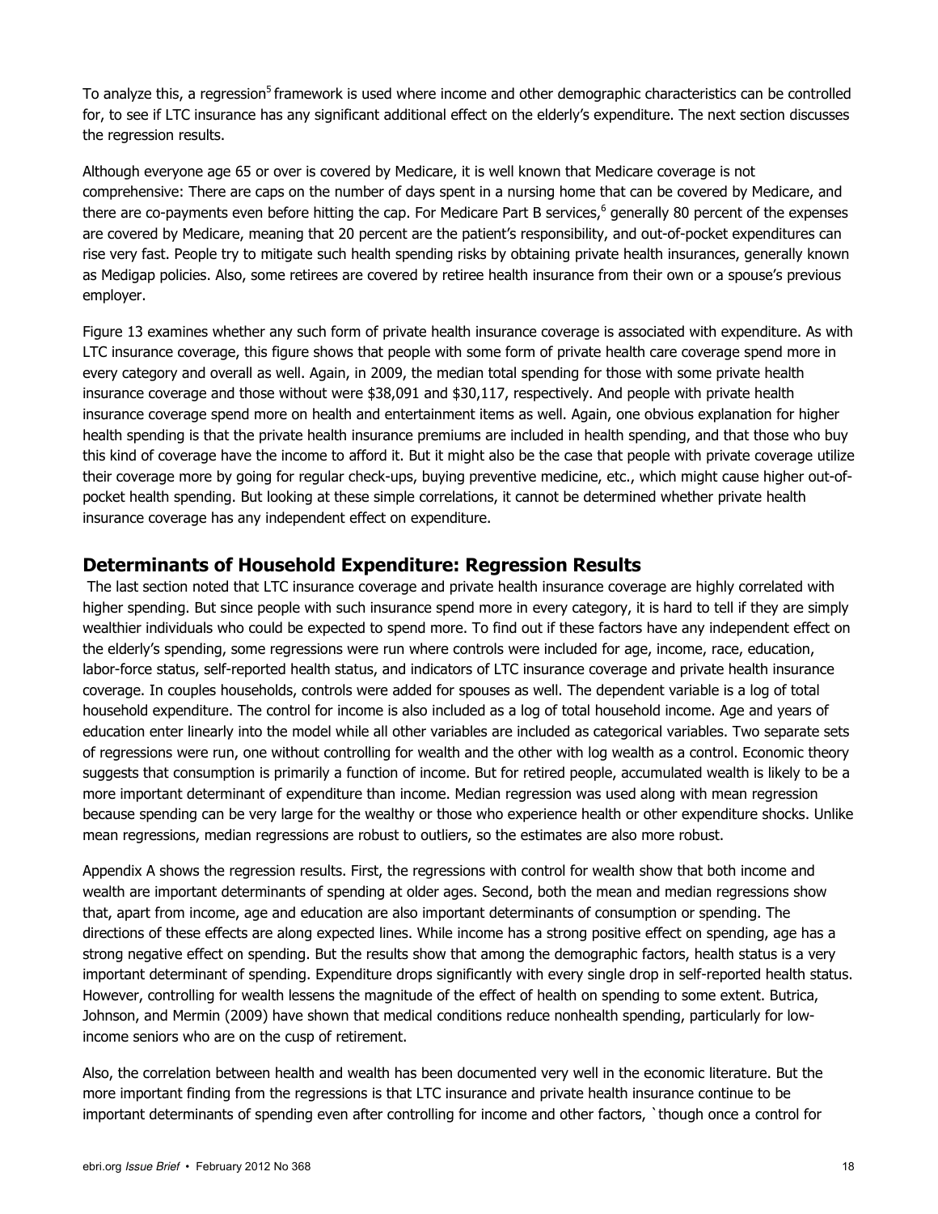To analyze this, a regression[5] framework is used where income and other demographic characteristics can be controlled for, to see if LTC insurance has any significant additional effect on the elderly's expenditure. The next section discusses the regression results.

Although everyone age 65 or over is covered by Medicare, it is well known that Medicare coverage is not comprehensive: There are caps on the number of days spent in a nursing home that can be covered by Medicare, and there are co-payments even before hitting the cap. For Medicare Part B services,[6] generally 80 percent of the expenses are covered by Medicare, meaning that 20 percent are the patient's responsibility, and out-of-pocket expenditures can rise very fast. People try to mitigate such health spending risks by obtaining private health insurances, generally known as Medigap policies. Also, some retirees are covered by retiree health insurance from their own or a spouse's previous employer.

Figure 13 examines whether any such form of private health insurance coverage is associated with expenditure. As with LTC insurance coverage, this figure shows that people with some form of private health care coverage spend more in every category and overall as well. Again, in 2009, the median total spending for those with some private health insurance coverage and those without were $38,091 and $30,117, respectively. And people with private health insurance coverage spend more on health and entertainment items as well. Again, one obvious explanation for higher health spending is that the private health insurance premiums are included in health spending, and that those who buy this kind of coverage have the income to afford it. But it might also be the case that people with private coverage utilize their coverage more by going for regular check-ups, buying preventive medicine, etc., which might cause higher out-of-pocket health spending. But looking at these simple correlations, it cannot be determined whether private health insurance coverage has any independent effect on expenditure.

## Determinants of Household Expenditure: Regression Results

The last section noted that LTC insurance coverage and private health insurance coverage are highly correlated with higher spending. But since people with such insurance spend more in every category, it is hard to tell if they are simply wealthier individuals who could be expected to spend more. To find out if these factors have any independent effect on the elderly's spending, some regressions were run where controls were included for age, income, race, education, labor-force status, self-reported health status, and indicators of LTC insurance coverage and private health insurance coverage. In couples households, controls were added for spouses as well. The dependent variable is a log of total household expenditure. The control for income is also included as a log of total household income. Age and years of education enter linearly into the model while all other variables are included as categorical variables. Two separate sets of regressions were run, one without controlling for wealth and the other with log wealth as a control. Economic theory suggests that consumption is primarily a function of income. But for retired people, accumulated wealth is likely to be a more important determinant of expenditure than income. Median regression was used along with mean regression because spending can be very large for the wealthy or those who experience health or other expenditure shocks. Unlike mean regressions, median regressions are robust to outliers, so the estimates are also more robust.

Appendix A shows the regression results. First, the regressions with control for wealth show that both income and wealth are important determinants of spending at older ages. Second, both the mean and median regressions show that, apart from income, age and education are also important determinants of consumption or spending. The directions of these effects are along expected lines. While income has a strong positive effect on spending, age has a strong negative effect on spending. But the results show that among the demographic factors, health status is a very important determinant of spending. Expenditure drops significantly with every single drop in self-reported health status. However, controlling for wealth lessens the magnitude of the effect of health on spending to some extent. Butrica, Johnson, and Mermin (2009) have shown that medical conditions reduce nonhealth spending, particularly for low-income seniors who are on the cusp of retirement.

Also, the correlation between health and wealth has been documented very well in the economic literature. But the more important finding from the regressions is that LTC insurance and private health insurance continue to be important determinants of spending even after controlling for income and other factors, `though once a control for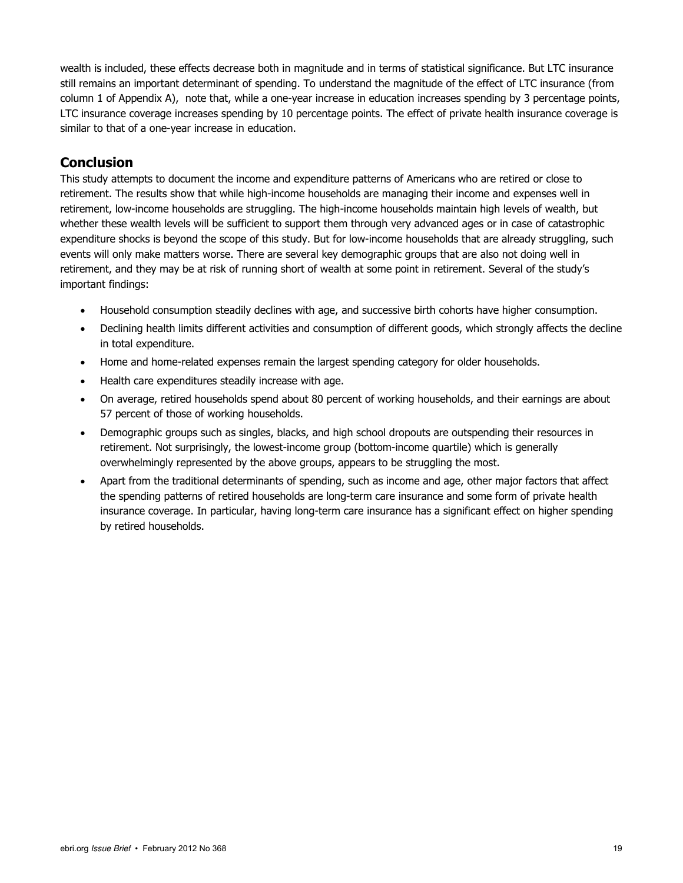wealth is included, these effects decrease both in magnitude and in terms of statistical significance. But LTC insurance still remains an important determinant of spending. To understand the magnitude of the effect of LTC insurance (from column 1 of Appendix A), note that, while a one-year increase in education increases spending by 3 percentage points, LTC insurance coverage increases spending by 10 percentage points. The effect of private health insurance coverage is similar to that of a one-year increase in education.

## Conclusion

This study attempts to document the income and expenditure patterns of Americans who are retired or close to retirement. The results show that while high-income households are managing their income and expenses well in retirement, low-income households are struggling. The high-income households maintain high levels of wealth, but whether these wealth levels will be sufficient to support them through very advanced ages or in case of catastrophic expenditure shocks is beyond the scope of this study. But for low-income households that are already struggling, such events will only make matters worse. There are several key demographic groups that are also not doing well in retirement, and they may be at risk of running short of wealth at some point in retirement. Several of the study's important findings:

- Household consumption steadily declines with age, and successive birth cohorts have higher consumption.
- Declining health limits different activities and consumption of different goods, which strongly affects the decline in total expenditure.
- Home and home-related expenses remain the largest spending category for older households.
- Health care expenditures steadily increase with age.
- On average, retired households spend about 80 percent of working households, and their earnings are about 57 percent of those of working households.
- Demographic groups such as singles, blacks, and high school dropouts are outspending their resources in retirement. Not surprisingly, the lowest-income group (bottom-income quartile) which is generally overwhelmingly represented by the above groups, appears to be struggling the most.
- Apart from the traditional determinants of spending, such as income and age, other major factors that affect the spending patterns of retired households are long-term care insurance and some form of private health insurance coverage. In particular, having long-term care insurance has a significant effect on higher spending by retired households.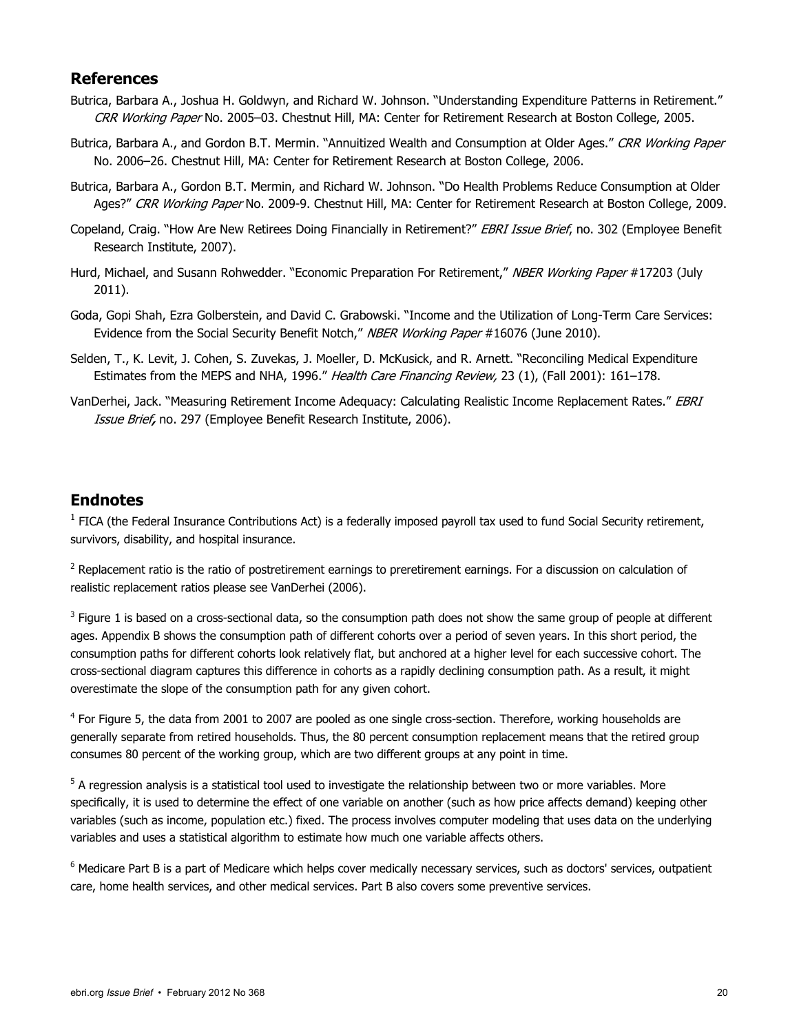## References

Butrica, Barbara A., Joshua H. Goldwyn, and Richard W. Johnson. "Understanding Expenditure Patterns in Retirement." *CRR Working Paper* No. 2005–03. Chestnut Hill, MA: Center for Retirement Research at Boston College, 2005.

Butrica, Barbara A., and Gordon B.T. Mermin. "Annuitized Wealth and Consumption at Older Ages." *CRR Working Paper* No. 2006–26. Chestnut Hill, MA: Center for Retirement Research at Boston College, 2006.

Butrica, Barbara A., Gordon B.T. Mermin, and Richard W. Johnson. "Do Health Problems Reduce Consumption at Older Ages?" *CRR Working Paper* No. 2009-9. Chestnut Hill, MA: Center for Retirement Research at Boston College, 2009.

Copeland, Craig. "How Are New Retirees Doing Financially in Retirement?" *EBRI Issue Brief*, no. 302 (Employee Benefit Research Institute, 2007).

Hurd, Michael, and Susann Rohwedder. "Economic Preparation For Retirement," *NBER Working Paper* #17203 (July 2011).

Goda, Gopi Shah, Ezra Golberstein, and David C. Grabowski. "Income and the Utilization of Long-Term Care Services: Evidence from the Social Security Benefit Notch," *NBER Working Paper* #16076 (June 2010).

Selden, T., K. Levit, J. Cohen, S. Zuvekas, J. Moeller, D. McKusick, and R. Arnett. "Reconciling Medical Expenditure Estimates from the MEPS and NHA, 1996." *Health Care Financing Review,* 23 (1), (Fall 2001): 161–178.

VanDerhei, Jack. "Measuring Retirement Income Adequacy: Calculating Realistic Income Replacement Rates." *EBRI Issue Brief,* no. 297 (Employee Benefit Research Institute, 2006).

## Endnotes

[1] FICA (the Federal Insurance Contributions Act) is a federally imposed payroll tax used to fund Social Security retirement, survivors, disability, and hospital insurance.

[2] Replacement ratio is the ratio of postretirement earnings to preretirement earnings. For a discussion on calculation of realistic replacement ratios please see VanDerhei (2006).

[3] Figure 1 is based on a cross-sectional data, so the consumption path does not show the same group of people at different ages. Appendix B shows the consumption path of different cohorts over a period of seven years. In this short period, the consumption paths for different cohorts look relatively flat, but anchored at a higher level for each successive cohort. The cross-sectional diagram captures this difference in cohorts as a rapidly declining consumption path. As a result, it might overestimate the slope of the consumption path for any given cohort.

[4] For Figure 5, the data from 2001 to 2007 are pooled as one single cross-section. Therefore, working households are generally separate from retired households. Thus, the 80 percent consumption replacement means that the retired group consumes 80 percent of the working group, which are two different groups at any point in time.

[5] A regression analysis is a statistical tool used to investigate the relationship between two or more variables. More specifically, it is used to determine the effect of one variable on another (such as how price affects demand) keeping other variables (such as income, population etc.) fixed. The process involves computer modeling that uses data on the underlying variables and uses a statistical algorithm to estimate how much one variable affects others.

[6] Medicare Part B is a part of Medicare which helps cover medically necessary services, such as doctors' services, outpatient care, home health services, and other medical services. Part B also covers some preventive services.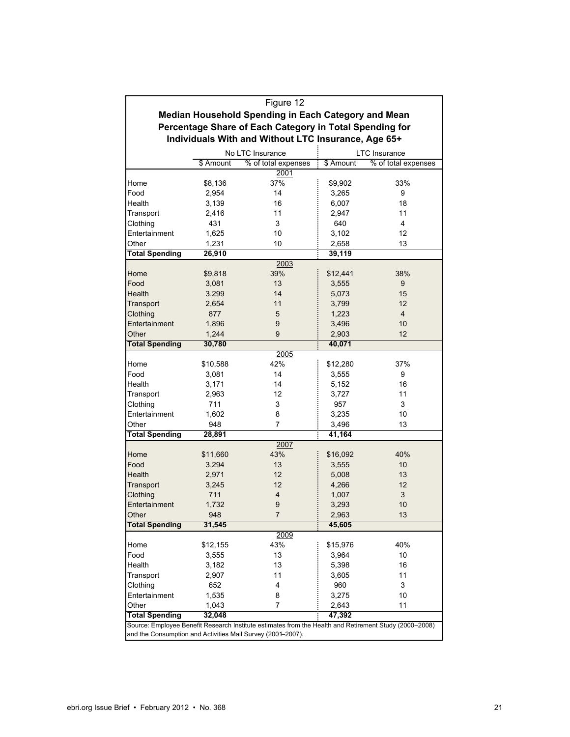Figure 12

**Median Household Spending in Each Category and Mean Percentage Share of Each Category in Total Spending for Individuals With and Without LTC Insurance, Age 65+**

| | No LTC Insurance | | LTC Insurance | |
|---|---|---|---|---|
| | $ Amount | % of total expenses | $ Amount | % of total expenses |
| **2001** | | | | |
| Home | $8,136 | 37% | $9,902 | 33% |
| Food | 2,954 | 14 | 3,265 | 9 |
| Health | 3,139 | 16 | 6,007 | 18 |
| Transport | 2,416 | 11 | 2,947 | 11 |
| Clothing | 431 | 3 | 640 | 4 |
| Entertainment | 1,625 | 10 | 3,102 | 12 |
| Other | 1,231 | 10 | 2,658 | 13 |
| **Total Spending** | **26,910** | | **39,119** | |
| **2003** | | | | |
| Home | $9,818 | 39% | $12,441 | 38% |
| Food | 3,081 | 13 | 3,555 | 9 |
| Health | 3,299 | 14 | 5,073 | 15 |
| Transport | 2,654 | 11 | 3,799 | 12 |
| Clothing | 877 | 5 | 1,223 | 4 |
| Entertainment | 1,896 | 9 | 3,496 | 10 |
| Other | 1,244 | 9 | 2,903 | 12 |
| **Total Spending** | **30,780** | | **40,071** | |
| **2005** | | | | |
| Home | $10,588 | 42% | $12,280 | 37% |
| Food | 3,081 | 14 | 3,555 | 9 |
| Health | 3,171 | 14 | 5,152 | 16 |
| Transport | 2,963 | 12 | 3,727 | 11 |
| Clothing | 711 | 3 | 957 | 3 |
| Entertainment | 1,602 | 8 | 3,235 | 10 |
| Other | 948 | 7 | 3,496 | 13 |
| **Total Spending** | **28,891** | | **41,164** | |
| **2007** | | | | |
| Home | $11,660 | 43% | $16,092 | 40% |
| Food | 3,294 | 13 | 3,555 | 10 |
| Health | 2,971 | 12 | 5,008 | 13 |
| Transport | 3,245 | 12 | 4,266 | 12 |
| Clothing | 711 | 4 | 1,007 | 3 |
| Entertainment | 1,732 | 9 | 3,293 | 10 |
| Other | 948 | 7 | 2,963 | 13 |
| **Total Spending** | **31,545** | | **45,605** | |
| **2009** | | | | |
| Home | $12,155 | 43% | $15,976 | 40% |
| Food | 3,555 | 13 | 3,964 | 10 |
| Health | 3,182 | 13 | 5,398 | 16 |
| Transport | 2,907 | 11 | 3,605 | 11 |
| Clothing | 652 | 4 | 960 | 3 |
| Entertainment | 1,535 | 8 | 3,275 | 10 |
| Other | 1,043 | 7 | 2,643 | 11 |
| **Total Spending** | **32,048** | | **47,392** | |

Source: Employee Benefit Research Institute estimates from the Health and Retirement Study (2000–2008) and the Consumption and Activities Mail Survey (2001–2007).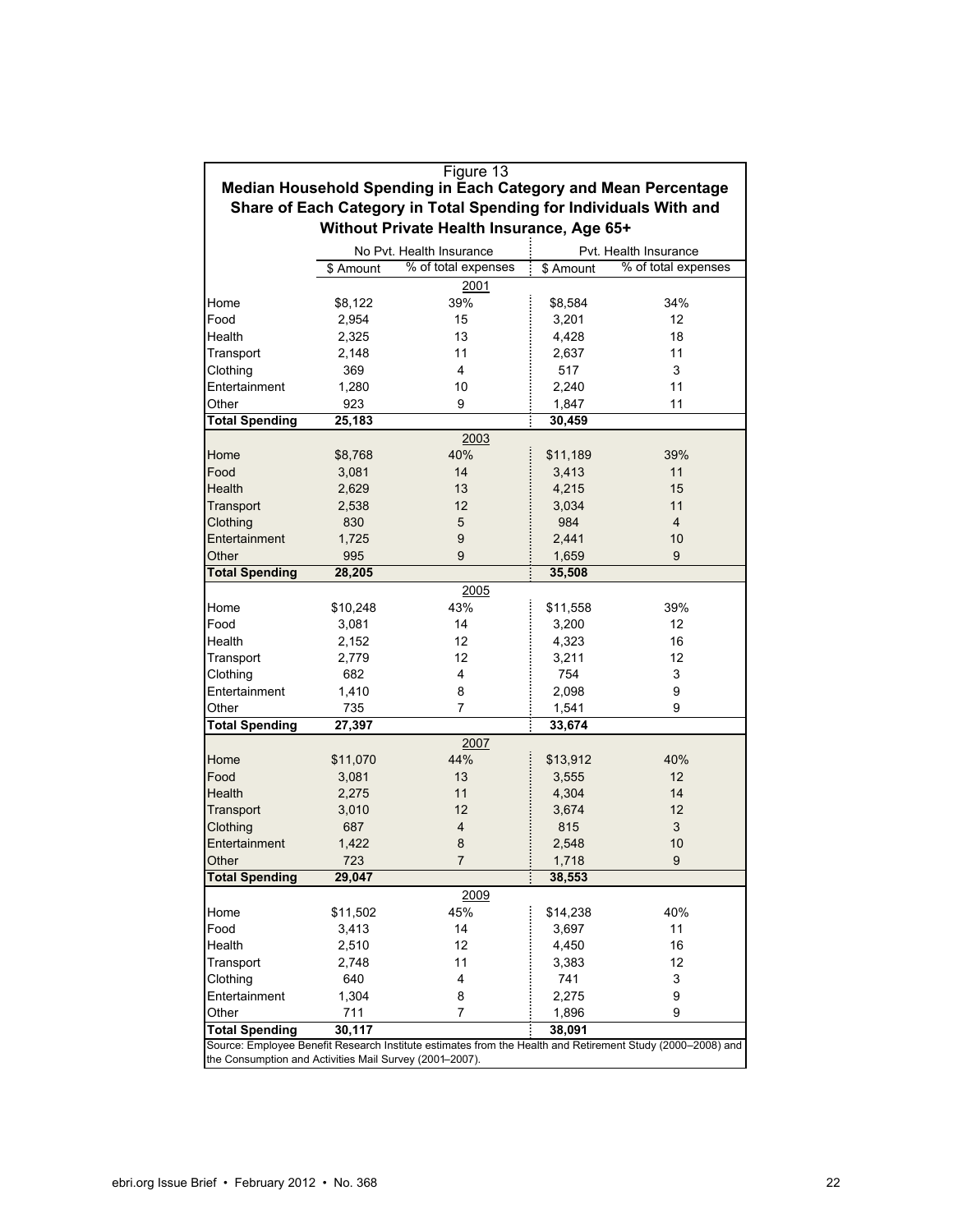Figure 13

**Median Household Spending in Each Category and Mean Percentage Share of Each Category in Total Spending for Individuals With and Without Private Health Insurance, Age 65+**

| | No Pvt. Health Insurance | | Pvt. Health Insurance | |
|---|---|---|---|---|
| | $ Amount | % of total expenses | $ Amount | % of total expenses |
| | | 2001 | | |
| Home | $8,122 | 39% | $8,584 | 34% |
| Food | 2,954 | 15 | 3,201 | 12 |
| Health | 2,325 | 13 | 4,428 | 18 |
| Transport | 2,148 | 11 | 2,637 | 11 |
| Clothing | 369 | 4 | 517 | 3 |
| Entertainment | 1,280 | 10 | 2,240 | 11 |
| Other | 923 | 9 | 1,847 | 11 |
| **Total Spending** | **25,183** | | **30,459** | |
| | | 2003 | | |
| Home | $8,768 | 40% | $11,189 | 39% |
| Food | 3,081 | 14 | 3,413 | 11 |
| Health | 2,629 | 13 | 4,215 | 15 |
| Transport | 2,538 | 12 | 3,034 | 11 |
| Clothing | 830 | 5 | 984 | 4 |
| Entertainment | 1,725 | 9 | 2,441 | 10 |
| Other | 995 | 9 | 1,659 | 9 |
| **Total Spending** | **28,205** | | **35,508** | |
| | | 2005 | | |
| Home | $10,248 | 43% | $11,558 | 39% |
| Food | 3,081 | 14 | 3,200 | 12 |
| Health | 2,152 | 12 | 4,323 | 16 |
| Transport | 2,779 | 12 | 3,211 | 12 |
| Clothing | 682 | 4 | 754 | 3 |
| Entertainment | 1,410 | 8 | 2,098 | 9 |
| Other | 735 | 7 | 1,541 | 9 |
| **Total Spending** | **27,397** | | **33,674** | |
| | | 2007 | | |
| Home | $11,070 | 44% | $13,912 | 40% |
| Food | 3,081 | 13 | 3,555 | 12 |
| Health | 2,275 | 11 | 4,304 | 14 |
| Transport | 3,010 | 12 | 3,674 | 12 |
| Clothing | 687 | 4 | 815 | 3 |
| Entertainment | 1,422 | 8 | 2,548 | 10 |
| Other | 723 | 7 | 1,718 | 9 |
| **Total Spending** | **29,047** | | **38,553** | |
| | | 2009 | | |
| Home | $11,502 | 45% | $14,238 | 40% |
| Food | 3,413 | 14 | 3,697 | 11 |
| Health | 2,510 | 12 | 4,450 | 16 |
| Transport | 2,748 | 11 | 3,383 | 12 |
| Clothing | 640 | 4 | 741 | 3 |
| Entertainment | 1,304 | 8 | 2,275 | 9 |
| Other | 711 | 7 | 1,896 | 9 |
| **Total Spending** | **30,117** | | **38,091** | |

Source: Employee Benefit Research Institute estimates from the Health and Retirement Study (2000–2008) and the Consumption and Activities Mail Survey (2001–2007).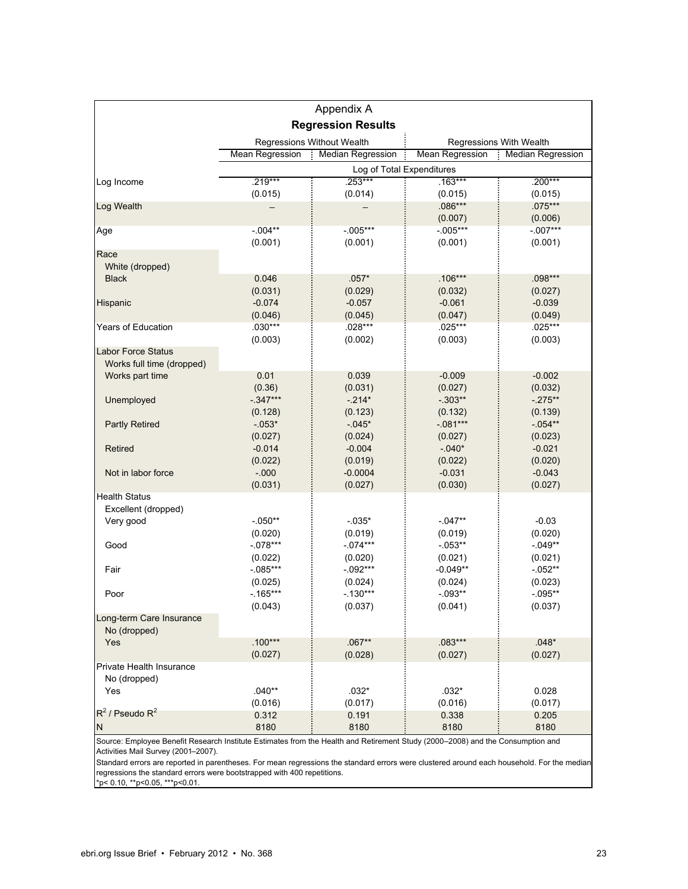## Appendix A

### Regression Results

| | Regressions Without Wealth | | Regressions With Wealth | |
|---|---|---|---|---|
| | Mean Regression | Median Regression | Mean Regression | Median Regression |
| | Log of Total Expenditures | | | |
| Log Income | .219*** | .253*** | .163*** | .200*** |
| | (0.015) | (0.014) | (0.015) | (0.015) |
| Log Wealth | – | – | .086*** | .075*** |
| | | | (0.007) | (0.006) |
| Age | -.004** | -.005*** | -.005*** | -.007*** |
| | (0.001) | (0.001) | (0.001) | (0.001) |
| Race | | | | |
| White (dropped) | | | | |
| Black | 0.046 | .057* | .106*** | .098*** |
| | (0.031) | (0.029) | (0.032) | (0.027) |
| Hispanic | -0.074 | -0.057 | -0.061 | -0.039 |
| | (0.046) | (0.045) | (0.047) | (0.049) |
| Years of Education | .030*** | .028*** | .025*** | .025*** |
| | (0.003) | (0.002) | (0.003) | (0.003) |
| Labor Force Status | | | | |
| Works full time (dropped) | | | | |
| Works part time | 0.01 | 0.039 | -0.009 | -0.002 |
| | (0.36) | (0.031) | (0.027) | (0.032) |
| Unemployed | -.347*** | -.214* | -.303** | -.275** |
| | (0.128) | (0.123) | (0.132) | (0.139) |
| Partly Retired | -.053* | -.045* | -.081*** | -.054** |
| | (0.027) | (0.024) | (0.027) | (0.023) |
| Retired | -0.014 | -0.004 | -.040* | -0.021 |
| | (0.022) | (0.019) | (0.022) | (0.020) |
| Not in labor force | -.000 | -0.0004 | -0.031 | -0.043 |
| | (0.031) | (0.027) | (0.030) | (0.027) |
| Health Status | | | | |
| Excellent (dropped) | | | | |
| Very good | -.050** | -.035* | -.047** | -0.03 |
| | (0.020) | (0.019) | (0.019) | (0.020) |
| Good | -.078*** | -.074*** | -.053** | -.049** |
| | (0.022) | (0.020) | (0.021) | (0.021) |
| Fair | -.085*** | -.092*** | -0.049** | -.052** |
| | (0.025) | (0.024) | (0.024) | (0.023) |
| Poor | -.165*** | -.130*** | -.093** | -.095** |
| | (0.043) | (0.037) | (0.041) | (0.037) |
| Long-term Care Insurance | | | | |
| No (dropped) | | | | |
| Yes | .100*** | .067** | .083*** | .048* |
| | (0.027) | (0.028) | (0.027) | (0.027) |
| Private Health Insurance | | | | |
| No (dropped) | | | | |
| Yes | .040** | .032* | .032* | 0.028 |
| | (0.016) | (0.017) | (0.016) | (0.017) |
| $R^2$ / Pseudo $R^2$ | 0.312 | 0.191 | 0.338 | 0.205 |
| N | 8180 | 8180 | 8180 | 8180 |

Source: Employee Benefit Research Institute Estimates from the Health and Retirement Study (2000–2008) and the Consumption and Activities Mail Survey (2001–2007).

Standard errors are reported in parentheses. For mean regressions the standard errors were clustered around each household. For the median regressions the standard errors were bootstrapped with 400 repetitions.

*p< 0.10, **p<0.05, ***p<0.01.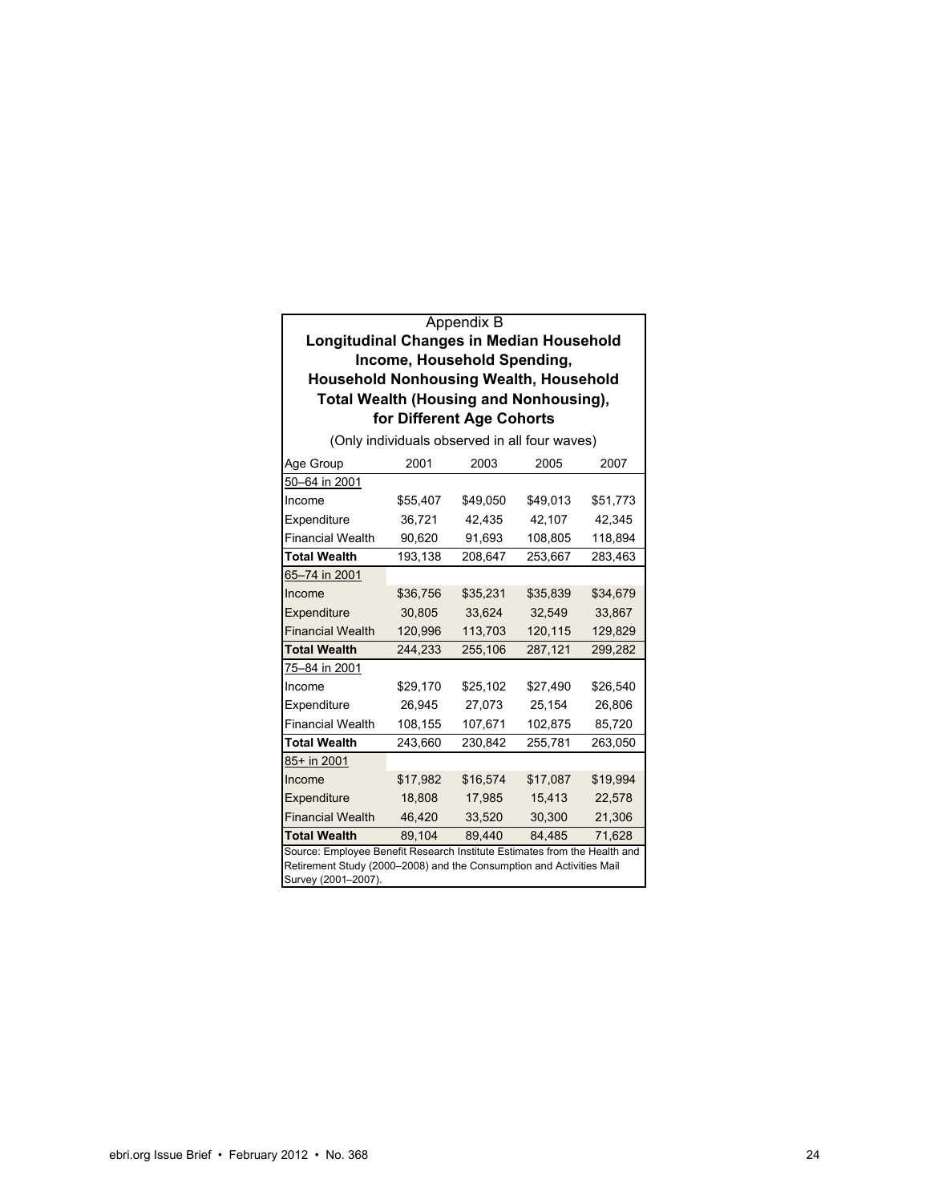Appendix B

**Longitudinal Changes in Median Household Income, Household Spending, Household Nonhousing Wealth, Household Total Wealth (Housing and Nonhousing), for Different Age Cohorts**

(Only individuals observed in all four waves)

| Age Group | 2001 | 2003 | 2005 | 2007 |
|---|---|---|---|---|
| 50–64 in 2001 | | | | |
| Income | $55,407 | $49,050 | $49,013 | $51,773 |
| Expenditure | 36,721 | 42,435 | 42,107 | 42,345 |
| Financial Wealth | 90,620 | 91,693 | 108,805 | 118,894 |
| **Total Wealth** | 193,138 | 208,647 | 253,667 | 283,463 |
| 65–74 in 2001 | | | | |
| Income | $36,756 | $35,231 | $35,839 | $34,679 |
| Expenditure | 30,805 | 33,624 | 32,549 | 33,867 |
| Financial Wealth | 120,996 | 113,703 | 120,115 | 129,829 |
| **Total Wealth** | 244,233 | 255,106 | 287,121 | 299,282 |
| 75–84 in 2001 | | | | |
| Income | $29,170 | $25,102 | $27,490 | $26,540 |
| Expenditure | 26,945 | 27,073 | 25,154 | 26,806 |
| Financial Wealth | 108,155 | 107,671 | 102,875 | 85,720 |
| **Total Wealth** | 243,660 | 230,842 | 255,781 | 263,050 |
| 85+ in 2001 | | | | |
| Income | $17,982 | $16,574 | $17,087 | $19,994 |
| Expenditure | 18,808 | 17,985 | 15,413 | 22,578 |
| Financial Wealth | 46,420 | 33,520 | 30,300 | 21,306 |
| **Total Wealth** | 89,104 | 89,440 | 84,485 | 71,628 |

Source: Employee Benefit Research Institute Estimates from the Health and Retirement Study (2000–2008) and the Consumption and Activities Mail Survey (2001–2007).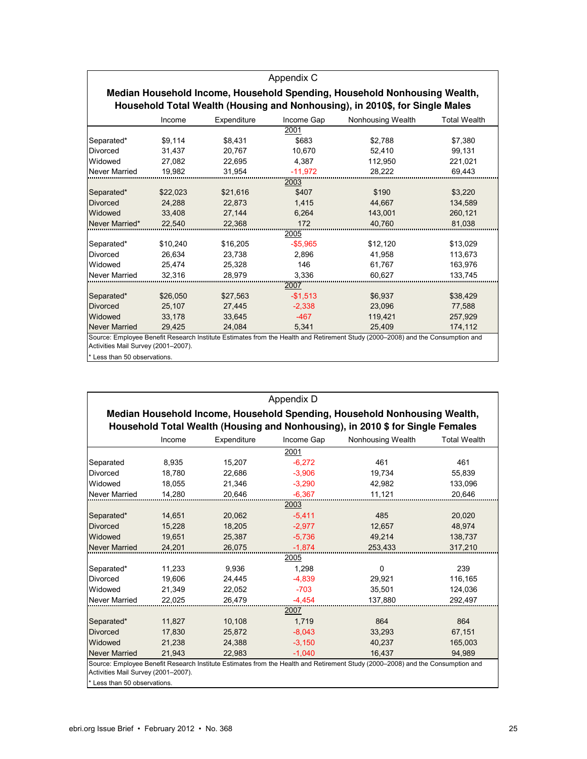## Appendix C

**Median Household Income, Household Spending, Household Nonhousing Wealth, Household Total Wealth (Housing and Nonhousing), in 2010$, for Single Males**

| | Income | Expenditure | Income Gap | Nonhousing Wealth | Total Wealth |
|---|---|---|---|---|---|
| | | | 2001 | | |
| Separated* | $9,114 | $8,431 | $683 | $2,788 | $7,380 |
| Divorced | 31,437 | 20,767 | 10,670 | 52,410 | 99,131 |
| Widowed | 27,082 | 22,695 | 4,387 | 112,950 | 221,021 |
| Never Married | 19,982 | 31,954 | -11,972 | 28,222 | 69,443 |
| | | | 2003 | | |
| Separated* | $22,023 | $21,616 | $407 | $190 | $3,220 |
| Divorced | 24,288 | 22,873 | 1,415 | 44,667 | 134,589 |
| Widowed | 33,408 | 27,144 | 6,264 | 143,001 | 260,121 |
| Never Married* | 22,540 | 22,368 | 172 | 40,760 | 81,038 |
| | | | 2005 | | |
| Separated* | $10,240 | $16,205 | -$5,965 | $12,120 | $13,029 |
| Divorced | 26,634 | 23,738 | 2,896 | 41,958 | 113,673 |
| Widowed | 25,474 | 25,328 | 146 | 61,767 | 163,976 |
| Never Married | 32,316 | 28,979 | 3,336 | 60,627 | 133,745 |
| | | | 2007 | | |
| Separated* | $26,050 | $27,563 | -$1,513 | $6,937 | $38,429 |
| Divorced | 25,107 | 27,445 | -2,338 | 23,096 | 77,588 |
| Widowed | 33,178 | 33,645 | -467 | 119,421 | 257,929 |
| Never Married | 29,425 | 24,084 | 5,341 | 25,409 | 174,112 |

Source: Employee Benefit Research Institute Estimates from the Health and Retirement Study (2000–2008) and the Consumption and Activities Mail Survey (2001–2007).

* Less than 50 observations.

## Appendix D

**Median Household Income, Household Spending, Household Nonhousing Wealth, Household Total Wealth (Housing and Nonhousing), in 2010 $ for Single Females**

| | Income | Expenditure | Income Gap | Nonhousing Wealth | Total Wealth |
|---|---|---|---|---|---|
| | | | 2001 | | |
| Separated | 8,935 | 15,207 | -6,272 | 461 | 461 |
| Divorced | 18,780 | 22,686 | -3,906 | 19,734 | 55,839 |
| Widowed | 18,055 | 21,346 | -3,290 | 42,982 | 133,096 |
| Never Married | 14,280 | 20,646 | -6,367 | 11,121 | 20,646 |
| | | | 2003 | | |
| Separated* | 14,651 | 20,062 | -5,411 | 485 | 20,020 |
| Divorced | 15,228 | 18,205 | -2,977 | 12,657 | 48,974 |
| Widowed | 19,651 | 25,387 | -5,736 | 49,214 | 138,737 |
| Never Married | 24,201 | 26,075 | -1,874 | 253,433 | 317,210 |
| | | | 2005 | | |
| Separated* | 11,233 | 9,936 | 1,298 | 0 | 239 |
| Divorced | 19,606 | 24,445 | -4,839 | 29,921 | 116,165 |
| Widowed | 21,349 | 22,052 | -703 | 35,501 | 124,036 |
| Never Married | 22,025 | 26,479 | -4,454 | 137,880 | 292,497 |
| | | | 2007 | | |
| Separated* | 11,827 | 10,108 | 1,719 | 864 | 864 |
| Divorced | 17,830 | 25,872 | -8,043 | 33,293 | 67,151 |
| Widowed | 21,238 | 24,388 | -3,150 | 40,237 | 165,003 |
| Never Married | 21,943 | 22,983 | -1,040 | 16,437 | 94,989 |

Source: Employee Benefit Research Institute Estimates from the Health and Retirement Study (2000–2008) and the Consumption and Activities Mail Survey (2001–2007).

* Less than 50 observations.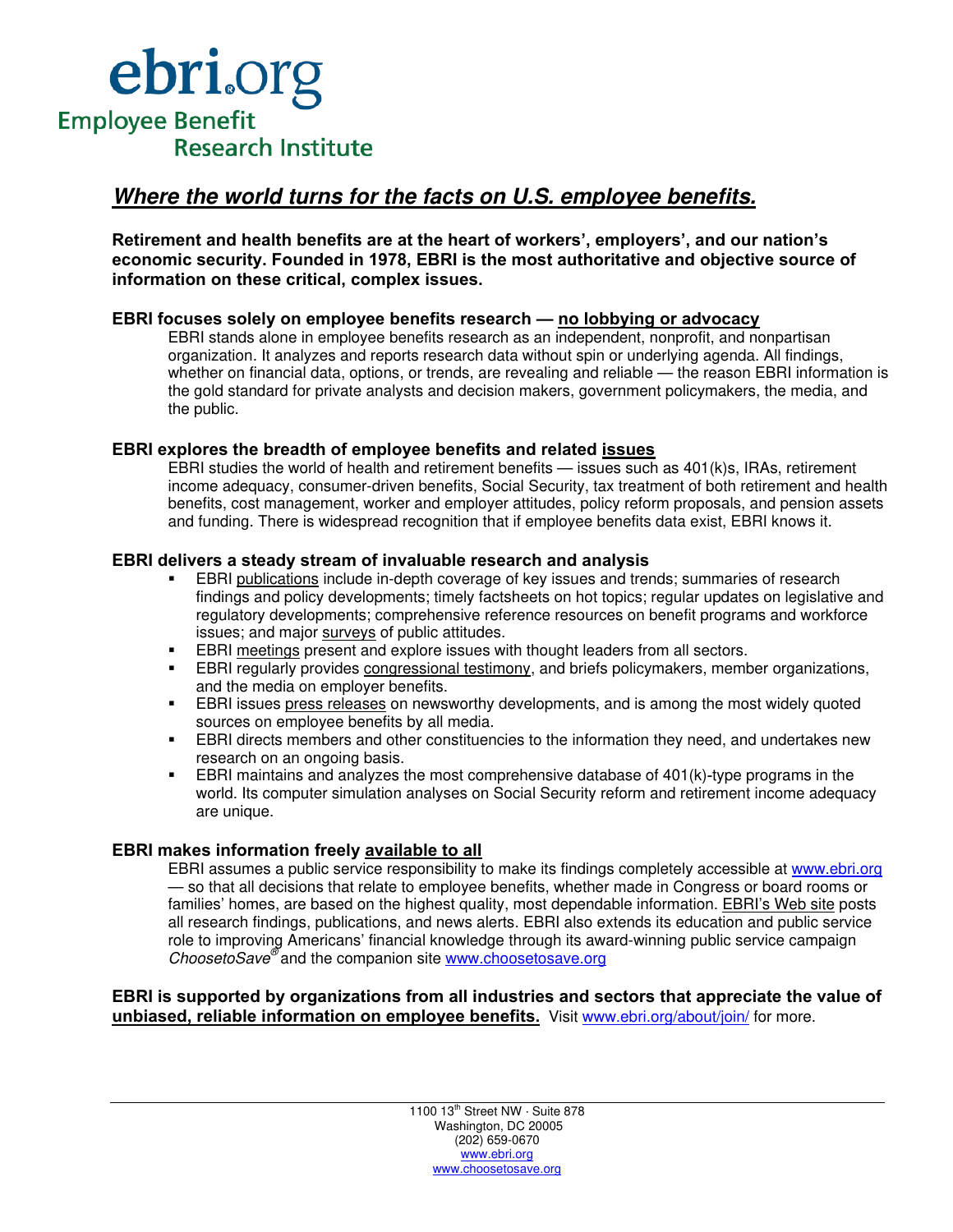# ebri.org
## Employee Benefit Research Institute

## ***Where the world turns for the facts on U.S. employee benefits.***

**Retirement and health benefits are at the heart of workers', employers', and our nation's economic security. Founded in 1978, EBRI is the most authoritative and objective source of information on these critical, complex issues.**

### EBRI focuses solely on employee benefits research — no lobbying or advocacy

EBRI stands alone in employee benefits research as an independent, nonprofit, and nonpartisan organization. It analyzes and reports research data without spin or underlying agenda. All findings, whether on financial data, options, or trends, are revealing and reliable — the reason EBRI information is the gold standard for private analysts and decision makers, government policymakers, the media, and the public.

### EBRI explores the breadth of employee benefits and related issues

EBRI studies the world of health and retirement benefits — issues such as 401(k)s, IRAs, retirement income adequacy, consumer-driven benefits, Social Security, tax treatment of both retirement and health benefits, cost management, worker and employer attitudes, policy reform proposals, and pension assets and funding. There is widespread recognition that if employee benefits data exist, EBRI knows it.

### EBRI delivers a steady stream of invaluable research and analysis

- EBRI publications include in-depth coverage of key issues and trends; summaries of research findings and policy developments; timely factsheets on hot topics; regular updates on legislative and regulatory developments; comprehensive reference resources on benefit programs and workforce issues; and major surveys of public attitudes.
- EBRI meetings present and explore issues with thought leaders from all sectors.
- EBRI regularly provides congressional testimony, and briefs policymakers, member organizations, and the media on employer benefits.
- EBRI issues press releases on newsworthy developments, and is among the most widely quoted sources on employee benefits by all media.
- EBRI directs members and other constituencies to the information they need, and undertakes new research on an ongoing basis.
- EBRI maintains and analyzes the most comprehensive database of 401(k)-type programs in the world. Its computer simulation analyses on Social Security reform and retirement income adequacy are unique.

### EBRI makes information freely available to all

EBRI assumes a public service responsibility to make its findings completely accessible at www.ebri.org — so that all decisions that relate to employee benefits, whether made in Congress or board rooms or families' homes, are based on the highest quality, most dependable information. EBRI's Web site posts all research findings, publications, and news alerts. EBRI also extends its education and public service role to improving Americans' financial knowledge through its award-winning public service campaign *ChoosetoSave®* and the companion site www.choosetosave.org

**EBRI is supported by organizations from all industries and sectors that appreciate the value of unbiased, reliable information on employee benefits.** Visit www.ebri.org/about/join/ for more.

---

1100 13th Street NW · Suite 878
Washington, DC 20005
(202) 659-0670
www.ebri.org
www.choosetosave.org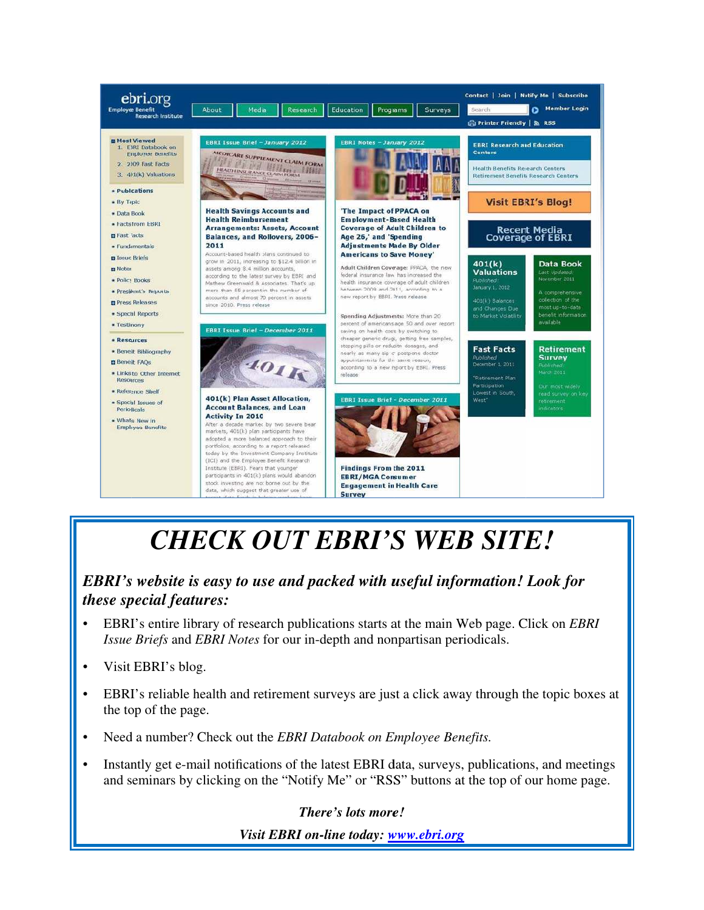# CHECK OUT EBRI'S WEB SITE!

***EBRI's website is easy to use and packed with useful information! Look for these special features:***

- EBRI's entire library of research publications starts at the main Web page. Click on *EBRI Issue Briefs* and *EBRI Notes* for our in-depth and nonpartisan periodicals.
- Visit EBRI's blog.
- EBRI's reliable health and retirement surveys are just a click away through the topic boxes at the top of the page.
- Need a number? Check out the *EBRI Databook on Employee Benefits.*
- Instantly get e-mail notifications of the latest EBRI data, surveys, publications, and meetings and seminars by clicking on the "Notify Me" or "RSS" buttons at the top of our home page.

***There's lots more!***

***Visit EBRI on-line today: [www.ebri.org](http://www.ebri.org)***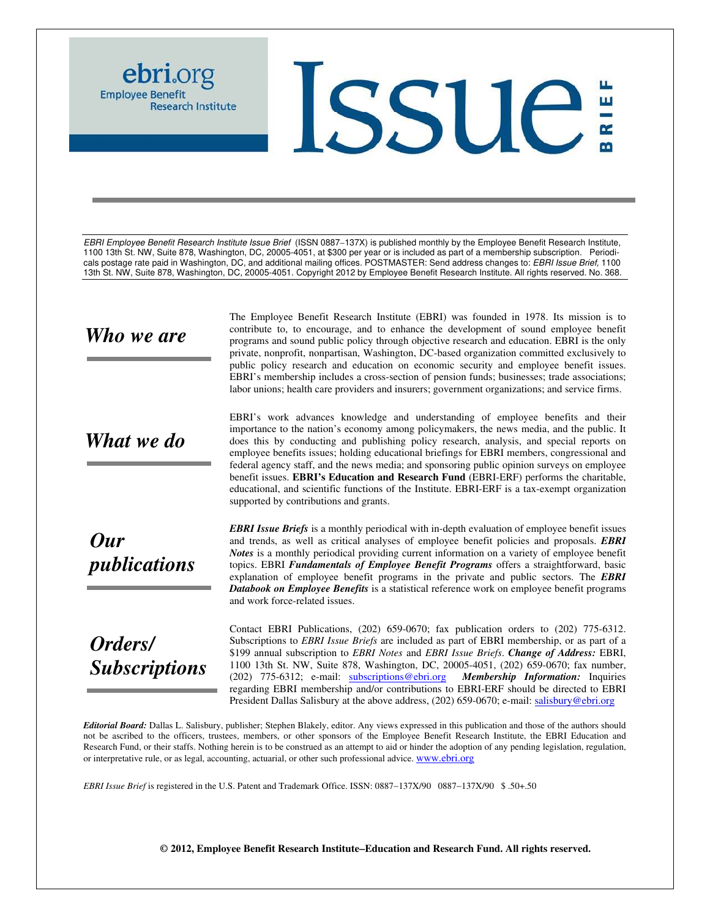ebri.org
Employee Benefit Research Institute

# Issue BRIEF

*EBRI Employee Benefit Research Institute Issue Brief* (ISSN 0887−137X) is published monthly by the Employee Benefit Research Institute, 1100 13th St. NW, Suite 878, Washington, DC, 20005-4051, at $300 per year or is included as part of a membership subscription. Periodicals postage rate paid in Washington, DC, and additional mailing offices. POSTMASTER: Send address changes to: *EBRI Issue Brief,* 1100 13th St. NW, Suite 878, Washington, DC, 20005-4051. Copyright 2012 by Employee Benefit Research Institute. All rights reserved. No. 368.

## *Who we are*

The Employee Benefit Research Institute (EBRI) was founded in 1978. Its mission is to contribute to, to encourage, and to enhance the development of sound employee benefit programs and sound public policy through objective research and education. EBRI is the only private, nonprofit, nonpartisan, Washington, DC-based organization committed exclusively to public policy research and education on economic security and employee benefit issues. EBRI's membership includes a cross-section of pension funds; businesses; trade associations; labor unions; health care providers and insurers; government organizations; and service firms.

## *What we do*

EBRI's work advances knowledge and understanding of employee benefits and their importance to the nation's economy among policymakers, the news media, and the public. It does this by conducting and publishing policy research, analysis, and special reports on employee benefits issues; holding educational briefings for EBRI members, congressional and federal agency staff, and the news media; and sponsoring public opinion surveys on employee benefit issues. **EBRI's Education and Research Fund** (EBRI-ERF) performs the charitable, educational, and scientific functions of the Institute. EBRI-ERF is a tax-exempt organization supported by contributions and grants.

## *Our publications*

***EBRI Issue Briefs*** is a monthly periodical with in-depth evaluation of employee benefit issues and trends, as well as critical analyses of employee benefit policies and proposals. ***EBRI Notes*** is a monthly periodical providing current information on a variety of employee benefit topics. EBRI ***Fundamentals of Employee Benefit Programs*** offers a straightforward, basic explanation of employee benefit programs in the private and public sectors. The ***EBRI Databook on Employee Benefits*** is a statistical reference work on employee benefit programs and work force-related issues.

## *Orders/ Subscriptions*

Contact EBRI Publications, (202) 659-0670; fax publication orders to (202) 775-6312. Subscriptions to *EBRI Issue Briefs* are included as part of EBRI membership, or as part of a $199 annual subscription to *EBRI Notes* and *EBRI Issue Briefs*. ***Change of Address:*** EBRI, 1100 13th St. NW, Suite 878, Washington, DC, 20005-4051, (202) 659-0670; fax number, (202) 775-6312; e-mail: subscriptions@ebri.org ***Membership Information:*** Inquiries regarding EBRI membership and/or contributions to EBRI-ERF should be directed to EBRI President Dallas Salisbury at the above address, (202) 659-0670; e-mail: salisbury@ebri.org

***Editorial Board:*** Dallas L. Salisbury, publisher; Stephen Blakely, editor. Any views expressed in this publication and those of the authors should not be ascribed to the officers, trustees, members, or other sponsors of the Employee Benefit Research Institute, the EBRI Education and Research Fund, or their staffs. Nothing herein is to be construed as an attempt to aid or hinder the adoption of any pending legislation, regulation, or interpretative rule, or as legal, accounting, actuarial, or other such professional advice. www.ebri.org

*EBRI Issue Brief* is registered in the U.S. Patent and Trademark Office. ISSN: 0887−137X/90 0887−137X/90 $ .50+.50

**© 2012, Employee Benefit Research Institute–Education and Research Fund. All rights reserved.**